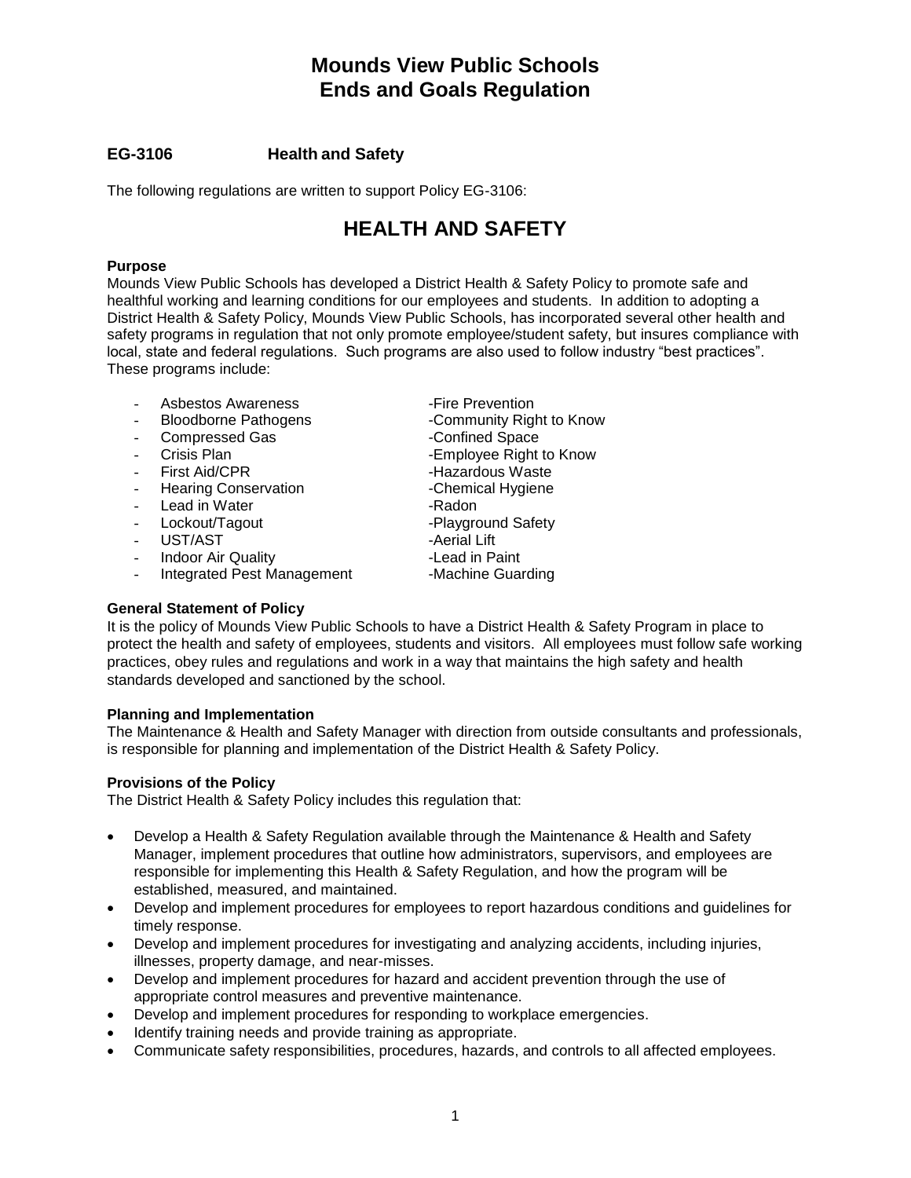# Mounds View Public Schools
# Ends and Goals Regulation

### EG-3106 Health and Safety

The following regulations are written to support Policy EG-3106:

## HEALTH AND SAFETY

**Purpose**
Mounds View Public Schools has developed a District Health & Safety Policy to promote safe and healthful working and learning conditions for our employees and students. In addition to adopting a District Health & Safety Policy, Mounds View Public Schools, has incorporated several other health and safety programs in regulation that not only promote employee/student safety, but insures compliance with local, state and federal regulations. Such programs are also used to follow industry "best practices". These programs include:

- Asbestos Awareness
- Bloodborne Pathogens
- Compressed Gas
- Crisis Plan
- First Aid/CPR
- Hearing Conservation
- Lead in Water
- Lockout/Tagout
- UST/AST
- Indoor Air Quality
- Integrated Pest Management
- Fire Prevention
- Community Right to Know
- Confined Space
- Employee Right to Know
- Hazardous Waste
- Chemical Hygiene
- Radon
- Playground Safety
- Aerial Lift
- Lead in Paint
- Machine Guarding

**General Statement of Policy**
It is the policy of Mounds View Public Schools to have a District Health & Safety Program in place to protect the health and safety of employees, students and visitors. All employees must follow safe working practices, obey rules and regulations and work in a way that maintains the high safety and health standards developed and sanctioned by the school.

**Planning and Implementation**
The Maintenance & Health and Safety Manager with direction from outside consultants and professionals, is responsible for planning and implementation of the District Health & Safety Policy.

**Provisions of the Policy**
The District Health & Safety Policy includes this regulation that:

- Develop a Health & Safety Regulation available through the Maintenance & Health and Safety Manager, implement procedures that outline how administrators, supervisors, and employees are responsible for implementing this Health & Safety Regulation, and how the program will be established, measured, and maintained.
- Develop and implement procedures for employees to report hazardous conditions and guidelines for timely response.
- Develop and implement procedures for investigating and analyzing accidents, including injuries, illnesses, property damage, and near-misses.
- Develop and implement procedures for hazard and accident prevention through the use of appropriate control measures and preventive maintenance.
- Develop and implement procedures for responding to workplace emergencies.
- Identify training needs and provide training as appropriate.
- Communicate safety responsibilities, procedures, hazards, and controls to all affected employees.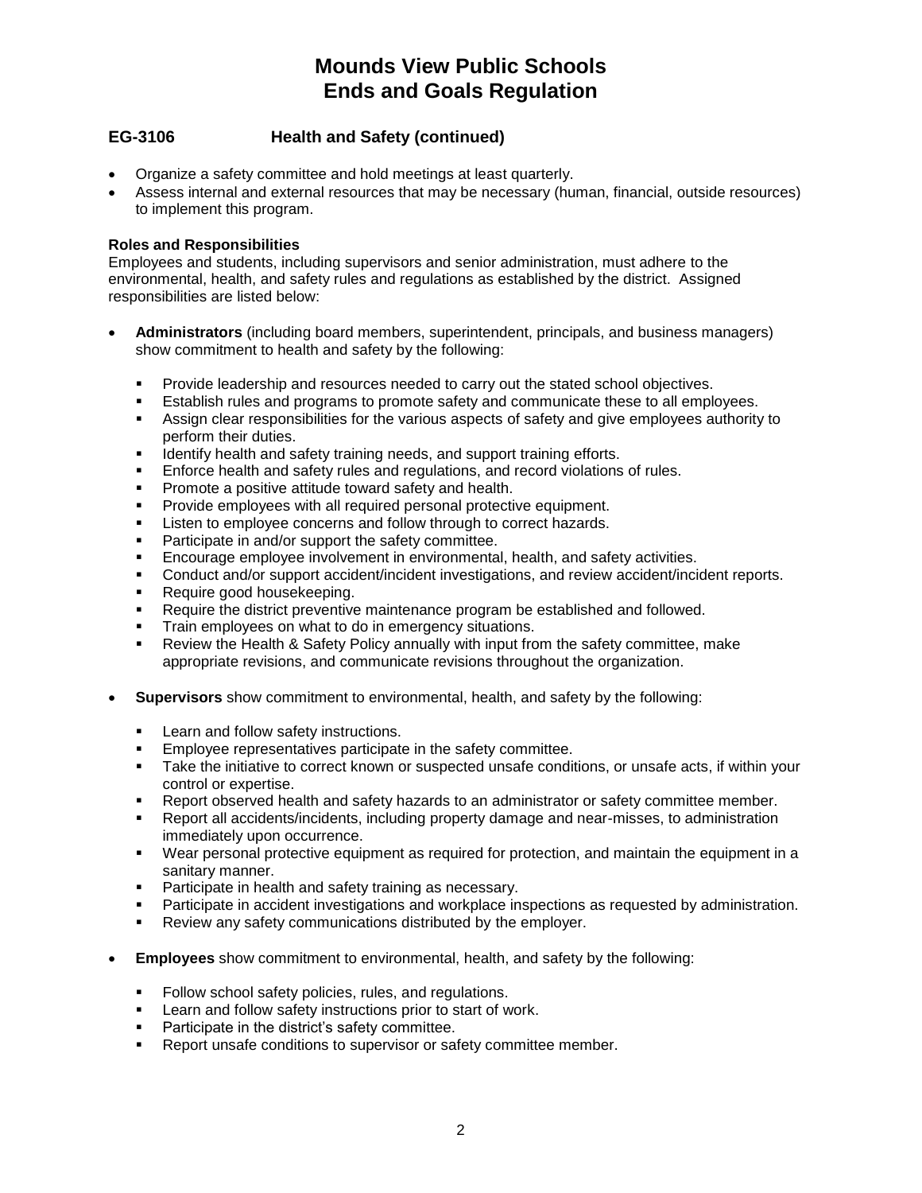# Mounds View Public Schools
# Ends and Goals Regulation

## EG-3106 Health and Safety (continued)

- Organize a safety committee and hold meetings at least quarterly.
- Assess internal and external resources that may be necessary (human, financial, outside resources) to implement this program.

**Roles and Responsibilities**

Employees and students, including supervisors and senior administration, must adhere to the environmental, health, and safety rules and regulations as established by the district. Assigned responsibilities are listed below:

- **Administrators** (including board members, superintendent, principals, and business managers) show commitment to health and safety by the following:
  - Provide leadership and resources needed to carry out the stated school objectives.
  - Establish rules and programs to promote safety and communicate these to all employees.
  - Assign clear responsibilities for the various aspects of safety and give employees authority to perform their duties.
  - Identify health and safety training needs, and support training efforts.
  - Enforce health and safety rules and regulations, and record violations of rules.
  - Promote a positive attitude toward safety and health.
  - Provide employees with all required personal protective equipment.
  - Listen to employee concerns and follow through to correct hazards.
  - Participate in and/or support the safety committee.
  - Encourage employee involvement in environmental, health, and safety activities.
  - Conduct and/or support accident/incident investigations, and review accident/incident reports.
  - Require good housekeeping.
  - Require the district preventive maintenance program be established and followed.
  - Train employees on what to do in emergency situations.
  - Review the Health & Safety Policy annually with input from the safety committee, make appropriate revisions, and communicate revisions throughout the organization.

- **Supervisors** show commitment to environmental, health, and safety by the following:
  - Learn and follow safety instructions.
  - Employee representatives participate in the safety committee.
  - Take the initiative to correct known or suspected unsafe conditions, or unsafe acts, if within your control or expertise.
  - Report observed health and safety hazards to an administrator or safety committee member.
  - Report all accidents/incidents, including property damage and near-misses, to administration immediately upon occurrence.
  - Wear personal protective equipment as required for protection, and maintain the equipment in a sanitary manner.
  - Participate in health and safety training as necessary.
  - Participate in accident investigations and workplace inspections as requested by administration.
  - Review any safety communications distributed by the employer.

- **Employees** show commitment to environmental, health, and safety by the following:
  - Follow school safety policies, rules, and regulations.
  - Learn and follow safety instructions prior to start of work.
  - Participate in the district's safety committee.
  - Report unsafe conditions to supervisor or safety committee member.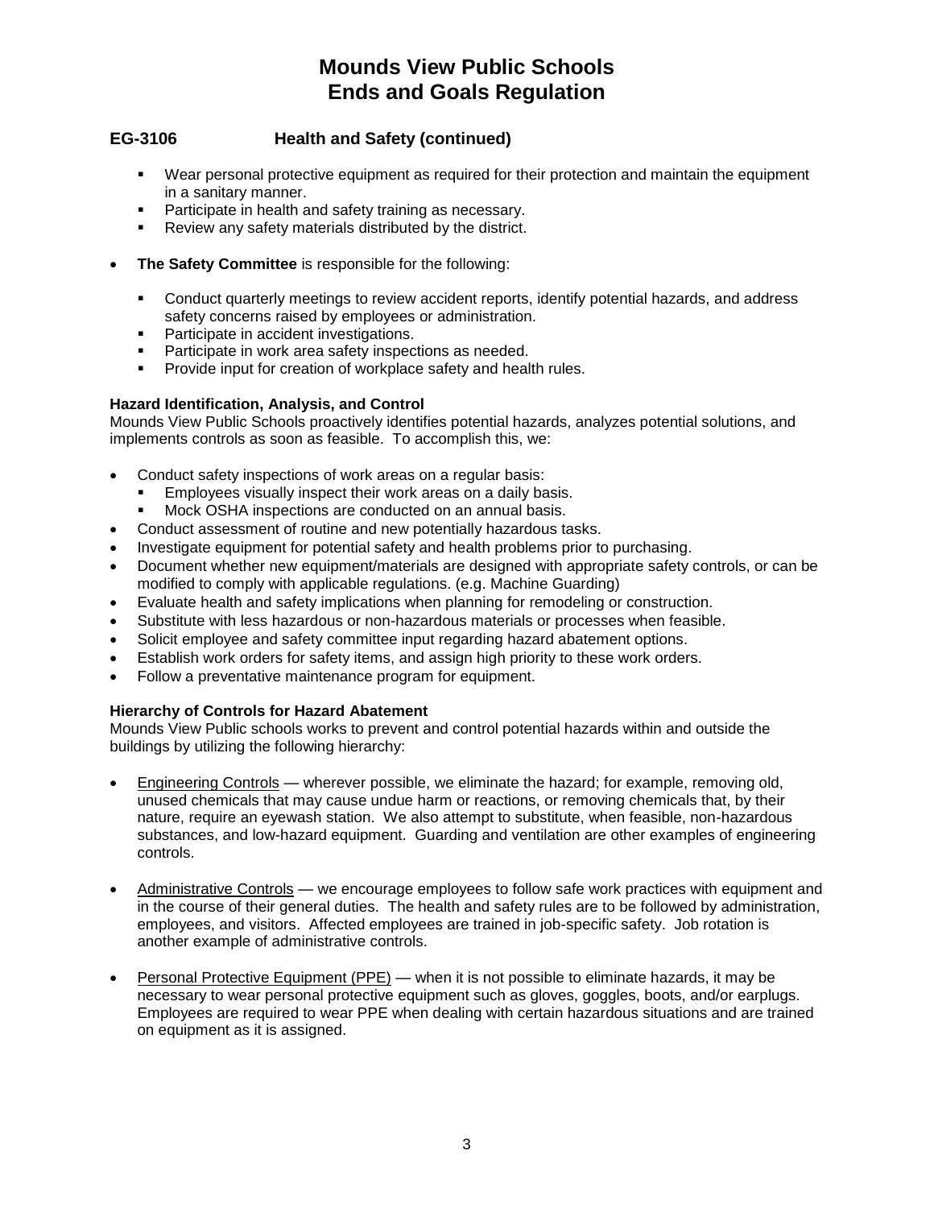# Mounds View Public Schools
# Ends and Goals Regulation

## EG-3106 Health and Safety (continued)

  - Wear personal protective equipment as required for their protection and maintain the equipment in a sanitary manner.
  - Participate in health and safety training as necessary.
  - Review any safety materials distributed by the district.

- **The Safety Committee** is responsible for the following:

  - Conduct quarterly meetings to review accident reports, identify potential hazards, and address safety concerns raised by employees or administration.
  - Participate in accident investigations.
  - Participate in work area safety inspections as needed.
  - Provide input for creation of workplace safety and health rules.

**Hazard Identification, Analysis, and Control**

Mounds View Public Schools proactively identifies potential hazards, analyzes potential solutions, and implements controls as soon as feasible. To accomplish this, we:

- Conduct safety inspections of work areas on a regular basis:
  - Employees visually inspect their work areas on a daily basis.
  - Mock OSHA inspections are conducted on an annual basis.
- Conduct assessment of routine and new potentially hazardous tasks.
- Investigate equipment for potential safety and health problems prior to purchasing.
- Document whether new equipment/materials are designed with appropriate safety controls, or can be modified to comply with applicable regulations. (e.g. Machine Guarding)
- Evaluate health and safety implications when planning for remodeling or construction.
- Substitute with less hazardous or non-hazardous materials or processes when feasible.
- Solicit employee and safety committee input regarding hazard abatement options.
- Establish work orders for safety items, and assign high priority to these work orders.
- Follow a preventative maintenance program for equipment.

**Hierarchy of Controls for Hazard Abatement**

Mounds View Public schools works to prevent and control potential hazards within and outside the buildings by utilizing the following hierarchy:

- <u>Engineering Controls</u> — wherever possible, we eliminate the hazard; for example, removing old, unused chemicals that may cause undue harm or reactions, or removing chemicals that, by their nature, require an eyewash station. We also attempt to substitute, when feasible, non-hazardous substances, and low-hazard equipment. Guarding and ventilation are other examples of engineering controls.

- <u>Administrative Controls</u> — we encourage employees to follow safe work practices with equipment and in the course of their general duties. The health and safety rules are to be followed by administration, employees, and visitors. Affected employees are trained in job-specific safety. Job rotation is another example of administrative controls.

- <u>Personal Protective Equipment (PPE)</u> — when it is not possible to eliminate hazards, it may be necessary to wear personal protective equipment such as gloves, goggles, boots, and/or earplugs. Employees are required to wear PPE when dealing with certain hazardous situations and are trained on equipment as it is assigned.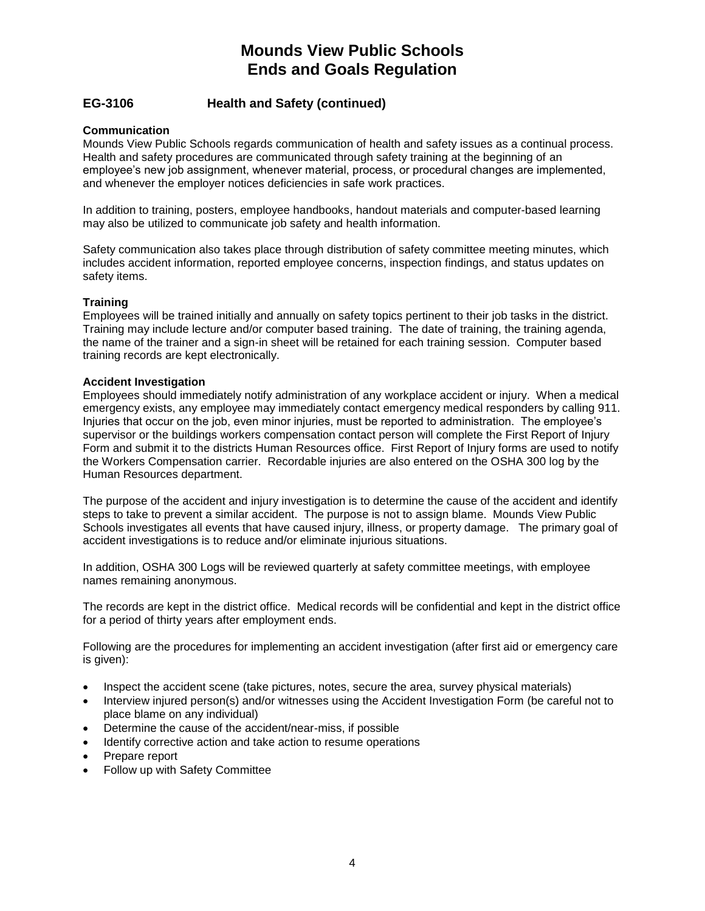# Mounds View Public Schools
# Ends and Goals Regulation

## EG-3106 Health and Safety (continued)

**Communication**

Mounds View Public Schools regards communication of health and safety issues as a continual process. Health and safety procedures are communicated through safety training at the beginning of an employee's new job assignment, whenever material, process, or procedural changes are implemented, and whenever the employer notices deficiencies in safe work practices.

In addition to training, posters, employee handbooks, handout materials and computer-based learning may also be utilized to communicate job safety and health information.

Safety communication also takes place through distribution of safety committee meeting minutes, which includes accident information, reported employee concerns, inspection findings, and status updates on safety items.

**Training**

Employees will be trained initially and annually on safety topics pertinent to their job tasks in the district. Training may include lecture and/or computer based training. The date of training, the training agenda, the name of the trainer and a sign-in sheet will be retained for each training session. Computer based training records are kept electronically.

**Accident Investigation**

Employees should immediately notify administration of any workplace accident or injury. When a medical emergency exists, any employee may immediately contact emergency medical responders by calling 911. Injuries that occur on the job, even minor injuries, must be reported to administration. The employee's supervisor or the buildings workers compensation contact person will complete the First Report of Injury Form and submit it to the districts Human Resources office. First Report of Injury forms are used to notify the Workers Compensation carrier. Recordable injuries are also entered on the OSHA 300 log by the Human Resources department.

The purpose of the accident and injury investigation is to determine the cause of the accident and identify steps to take to prevent a similar accident. The purpose is not to assign blame. Mounds View Public Schools investigates all events that have caused injury, illness, or property damage. The primary goal of accident investigations is to reduce and/or eliminate injurious situations.

In addition, OSHA 300 Logs will be reviewed quarterly at safety committee meetings, with employee names remaining anonymous.

The records are kept in the district office. Medical records will be confidential and kept in the district office for a period of thirty years after employment ends.

Following are the procedures for implementing an accident investigation (after first aid or emergency care is given):

- Inspect the accident scene (take pictures, notes, secure the area, survey physical materials)
- Interview injured person(s) and/or witnesses using the Accident Investigation Form (be careful not to place blame on any individual)
- Determine the cause of the accident/near-miss, if possible
- Identify corrective action and take action to resume operations
- Prepare report
- Follow up with Safety Committee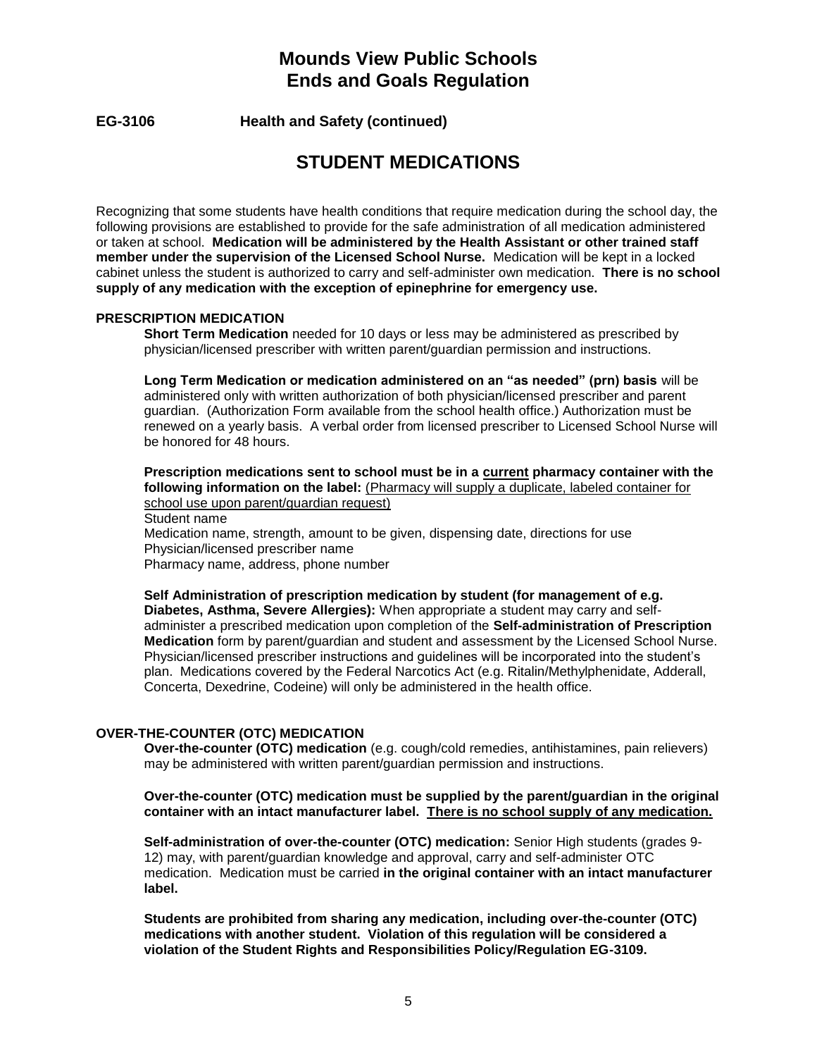# Mounds View Public Schools
# Ends and Goals Regulation

**EG-3106 Health and Safety (continued)**

## STUDENT MEDICATIONS

Recognizing that some students have health conditions that require medication during the school day, the following provisions are established to provide for the safe administration of all medication administered or taken at school. **Medication will be administered by the Health Assistant or other trained staff member under the supervision of the Licensed School Nurse.** Medication will be kept in a locked cabinet unless the student is authorized to carry and self-administer own medication. **There is no school supply of any medication with the exception of epinephrine for emergency use.**

### PRESCRIPTION MEDICATION

**Short Term Medication** needed for 10 days or less may be administered as prescribed by physician/licensed prescriber with written parent/guardian permission and instructions.

**Long Term Medication or medication administered on an "as needed" (prn) basis** will be administered only with written authorization of both physician/licensed prescriber and parent guardian. (Authorization Form available from the school health office.) Authorization must be renewed on a yearly basis. A verbal order from licensed prescriber to Licensed School Nurse will be honored for 48 hours.

**Prescription medications sent to school must be in a <u>current</u> pharmacy container with the following information on the label:** <u>(Pharmacy will supply a duplicate, labeled container for school use upon parent/guardian request)</u>
Student name
Medication name, strength, amount to be given, dispensing date, directions for use
Physician/licensed prescriber name
Pharmacy name, address, phone number

**Self Administration of prescription medication by student (for management of e.g. Diabetes, Asthma, Severe Allergies):** When appropriate a student may carry and self-administer a prescribed medication upon completion of the **Self-administration of Prescription Medication** form by parent/guardian and student and assessment by the Licensed School Nurse. Physician/licensed prescriber instructions and guidelines will be incorporated into the student's plan. Medications covered by the Federal Narcotics Act (e.g. Ritalin/Methylphenidate, Adderall, Concerta, Dexedrine, Codeine) will only be administered in the health office.

### OVER-THE-COUNTER (OTC) MEDICATION

**Over-the-counter (OTC) medication** (e.g. cough/cold remedies, antihistamines, pain relievers) may be administered with written parent/guardian permission and instructions.

**Over-the-counter (OTC) medication must be supplied by the parent/guardian in the original container with an intact manufacturer label. <u>There is no school supply of any medication.</u>**

**Self-administration of over-the-counter (OTC) medication:** Senior High students (grades 9-12) may, with parent/guardian knowledge and approval, carry and self-administer OTC medication. Medication must be carried **in the original container with an intact manufacturer label.**

**Students are prohibited from sharing any medication, including over-the-counter (OTC) medications with another student. Violation of this regulation will be considered a violation of the Student Rights and Responsibilities Policy/Regulation EG-3109.**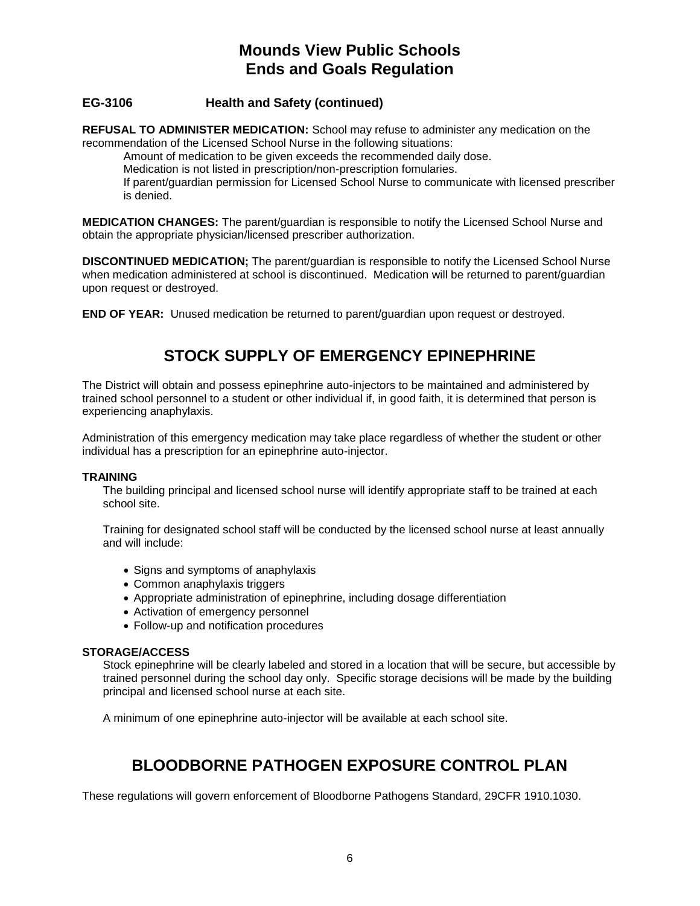# Mounds View Public Schools
# Ends and Goals Regulation

### EG-3106 Health and Safety (continued)

**REFUSAL TO ADMINISTER MEDICATION:** School may refuse to administer any medication on the recommendation of the Licensed School Nurse in the following situations:

Amount of medication to be given exceeds the recommended daily dose.
Medication is not listed in prescription/non-prescription fomularies.
If parent/guardian permission for Licensed School Nurse to communicate with licensed prescriber is denied.

**MEDICATION CHANGES:** The parent/guardian is responsible to notify the Licensed School Nurse and obtain the appropriate physician/licensed prescriber authorization.

**DISCONTINUED MEDICATION;** The parent/guardian is responsible to notify the Licensed School Nurse when medication administered at school is discontinued. Medication will be returned to parent/guardian upon request or destroyed.

**END OF YEAR:** Unused medication be returned to parent/guardian upon request or destroyed.

## STOCK SUPPLY OF EMERGENCY EPINEPHRINE

The District will obtain and possess epinephrine auto-injectors to be maintained and administered by trained school personnel to a student or other individual if, in good faith, it is determined that person is experiencing anaphylaxis.

Administration of this emergency medication may take place regardless of whether the student or other individual has a prescription for an epinephrine auto-injector.

**TRAINING**

The building principal and licensed school nurse will identify appropriate staff to be trained at each school site.

Training for designated school staff will be conducted by the licensed school nurse at least annually and will include:

- Signs and symptoms of anaphylaxis
- Common anaphylaxis triggers
- Appropriate administration of epinephrine, including dosage differentiation
- Activation of emergency personnel
- Follow-up and notification procedures

**STORAGE/ACCESS**

Stock epinephrine will be clearly labeled and stored in a location that will be secure, but accessible by trained personnel during the school day only. Specific storage decisions will be made by the building principal and licensed school nurse at each site.

A minimum of one epinephrine auto-injector will be available at each school site.

## BLOODBORNE PATHOGEN EXPOSURE CONTROL PLAN

These regulations will govern enforcement of Bloodborne Pathogens Standard, 29CFR 1910.1030.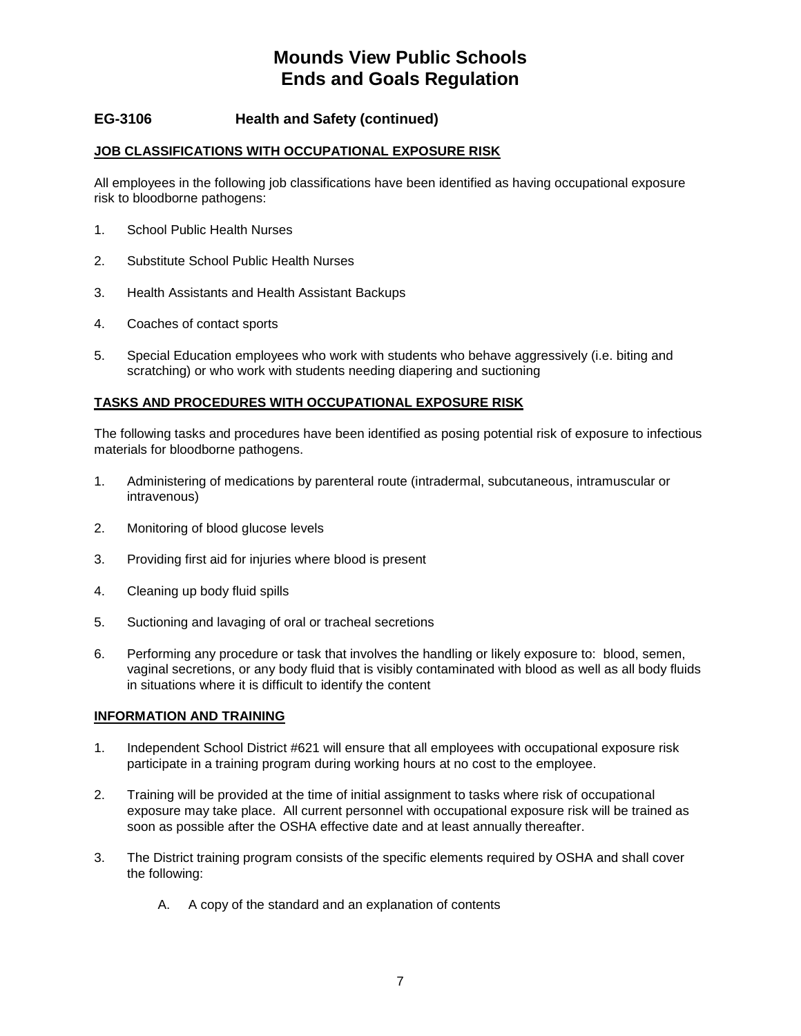# Mounds View Public Schools
# Ends and Goals Regulation

## EG-3106 Health and Safety (continued)

### JOB CLASSIFICATIONS WITH OCCUPATIONAL EXPOSURE RISK

All employees in the following job classifications have been identified as having occupational exposure risk to bloodborne pathogens:

1. School Public Health Nurses
2. Substitute School Public Health Nurses
3. Health Assistants and Health Assistant Backups
4. Coaches of contact sports
5. Special Education employees who work with students who behave aggressively (i.e. biting and scratching) or who work with students needing diapering and suctioning

### TASKS AND PROCEDURES WITH OCCUPATIONAL EXPOSURE RISK

The following tasks and procedures have been identified as posing potential risk of exposure to infectious materials for bloodborne pathogens.

1. Administering of medications by parenteral route (intradermal, subcutaneous, intramuscular or intravenous)
2. Monitoring of blood glucose levels
3. Providing first aid for injuries where blood is present
4. Cleaning up body fluid spills
5. Suctioning and lavaging of oral or tracheal secretions
6. Performing any procedure or task that involves the handling or likely exposure to: blood, semen, vaginal secretions, or any body fluid that is visibly contaminated with blood as well as all body fluids in situations where it is difficult to identify the content

### INFORMATION AND TRAINING

1. Independent School District #621 will ensure that all employees with occupational exposure risk participate in a training program during working hours at no cost to the employee.
2. Training will be provided at the time of initial assignment to tasks where risk of occupational exposure may take place. All current personnel with occupational exposure risk will be trained as soon as possible after the OSHA effective date and at least annually thereafter.
3. The District training program consists of the specific elements required by OSHA and shall cover the following:
   - A. A copy of the standard and an explanation of contents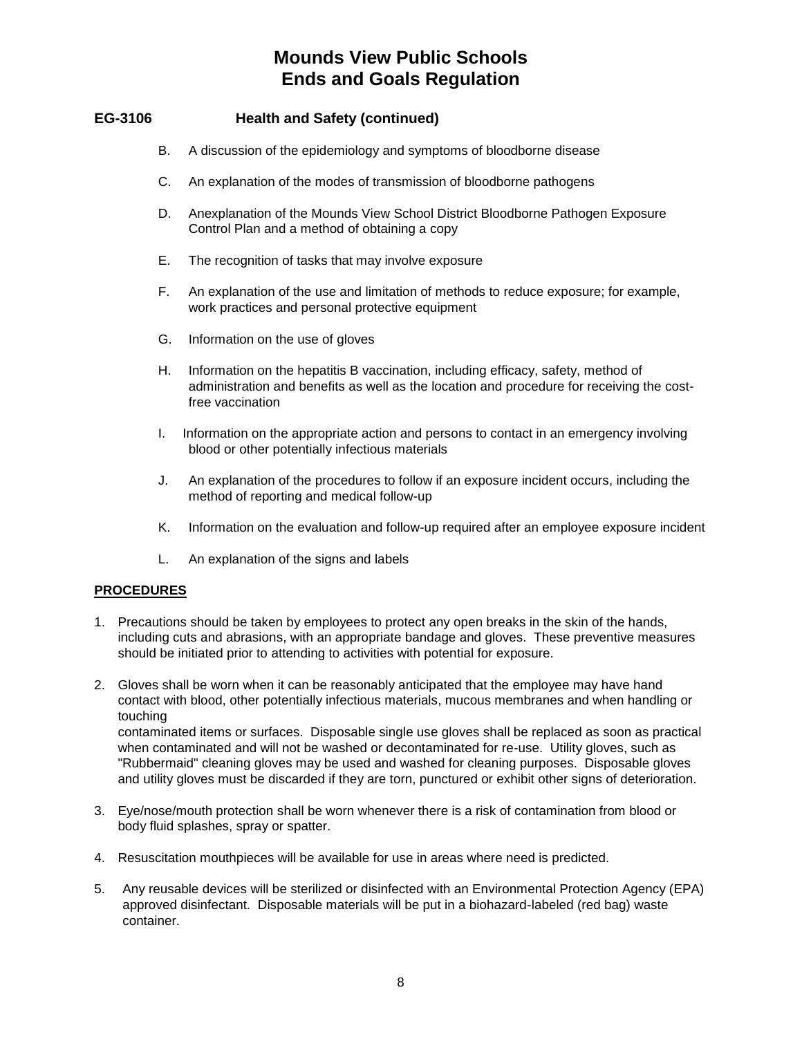# Mounds View Public Schools
# Ends and Goals Regulation

### EG-3106 Health and Safety (continued)

B. A discussion of the epidemiology and symptoms of bloodborne disease

C. An explanation of the modes of transmission of bloodborne pathogens

D. Anexplanation of the Mounds View School District Bloodborne Pathogen Exposure Control Plan and a method of obtaining a copy

E. The recognition of tasks that may involve exposure

F. An explanation of the use and limitation of methods to reduce exposure; for example, work practices and personal protective equipment

G. Information on the use of gloves

H. Information on the hepatitis B vaccination, including efficacy, safety, method of administration and benefits as well as the location and procedure for receiving the cost-free vaccination

I. Information on the appropriate action and persons to contact in an emergency involving blood or other potentially infectious materials

J. An explanation of the procedures to follow if an exposure incident occurs, including the method of reporting and medical follow-up

K. Information on the evaluation and follow-up required after an employee exposure incident

L. An explanation of the signs and labels

**PROCEDURES**

1. Precautions should be taken by employees to protect any open breaks in the skin of the hands, including cuts and abrasions, with an appropriate bandage and gloves. These preventive measures should be initiated prior to attending to activities with potential for exposure.

2. Gloves shall be worn when it can be reasonably anticipated that the employee may have hand contact with blood, other potentially infectious materials, mucous membranes and when handling or touching contaminated items or surfaces. Disposable single use gloves shall be replaced as soon as practical when contaminated and will not be washed or decontaminated for re-use. Utility gloves, such as "Rubbermaid" cleaning gloves may be used and washed for cleaning purposes. Disposable gloves and utility gloves must be discarded if they are torn, punctured or exhibit other signs of deterioration.

3. Eye/nose/mouth protection shall be worn whenever there is a risk of contamination from blood or body fluid splashes, spray or spatter.

4. Resuscitation mouthpieces will be available for use in areas where need is predicted.

5. Any reusable devices will be sterilized or disinfected with an Environmental Protection Agency (EPA) approved disinfectant. Disposable materials will be put in a biohazard-labeled (red bag) waste container.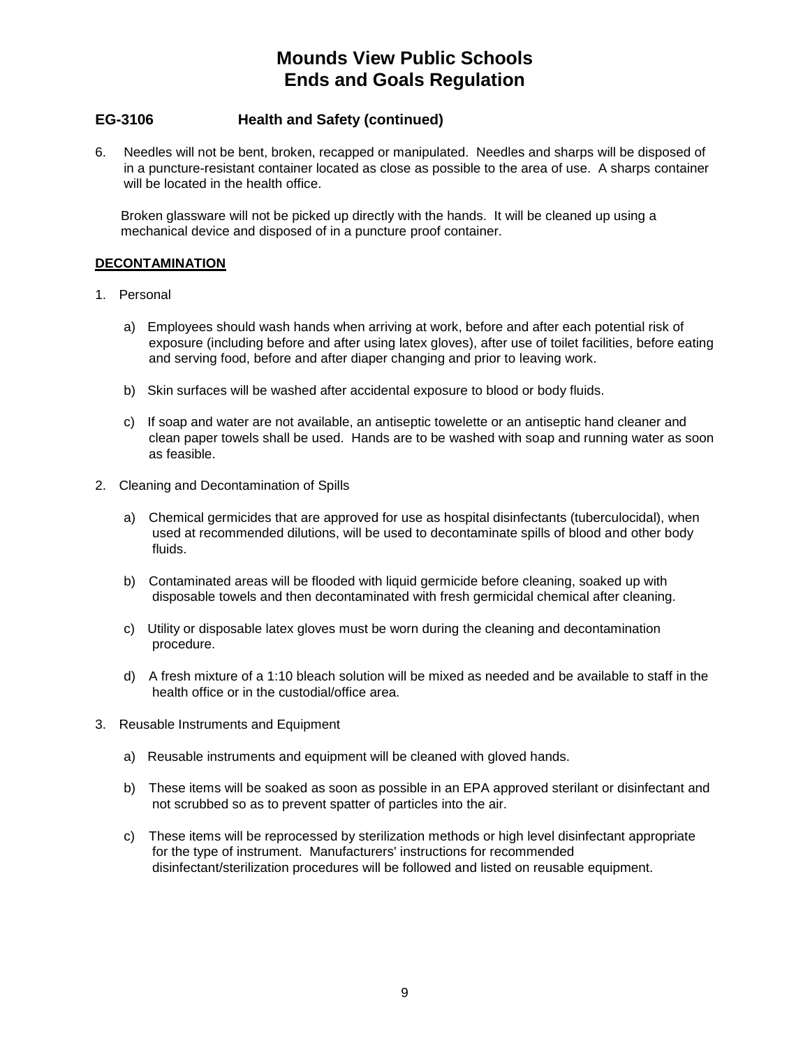# Mounds View Public Schools
# Ends and Goals Regulation

### EG-3106 Health and Safety (continued)

6. Needles will not be bent, broken, recapped or manipulated. Needles and sharps will be disposed of in a puncture-resistant container located as close as possible to the area of use. A sharps container will be located in the health office.

   Broken glassware will not be picked up directly with the hands. It will be cleaned up using a mechanical device and disposed of in a puncture proof container.

**DECONTAMINATION**

1. Personal

   a) Employees should wash hands when arriving at work, before and after each potential risk of exposure (including before and after using latex gloves), after use of toilet facilities, before eating and serving food, before and after diaper changing and prior to leaving work.

   b) Skin surfaces will be washed after accidental exposure to blood or body fluids.

   c) If soap and water are not available, an antiseptic towelette or an antiseptic hand cleaner and clean paper towels shall be used. Hands are to be washed with soap and running water as soon as feasible.

2. Cleaning and Decontamination of Spills

   a) Chemical germicides that are approved for use as hospital disinfectants (tuberculocidal), when used at recommended dilutions, will be used to decontaminate spills of blood and other body fluids.

   b) Contaminated areas will be flooded with liquid germicide before cleaning, soaked up with disposable towels and then decontaminated with fresh germicidal chemical after cleaning.

   c) Utility or disposable latex gloves must be worn during the cleaning and decontamination procedure.

   d) A fresh mixture of a 1:10 bleach solution will be mixed as needed and be available to staff in the health office or in the custodial/office area.

3. Reusable Instruments and Equipment

   a) Reusable instruments and equipment will be cleaned with gloved hands.

   b) These items will be soaked as soon as possible in an EPA approved sterilant or disinfectant and not scrubbed so as to prevent spatter of particles into the air.

   c) These items will be reprocessed by sterilization methods or high level disinfectant appropriate for the type of instrument. Manufacturers' instructions for recommended disinfectant/sterilization procedures will be followed and listed on reusable equipment.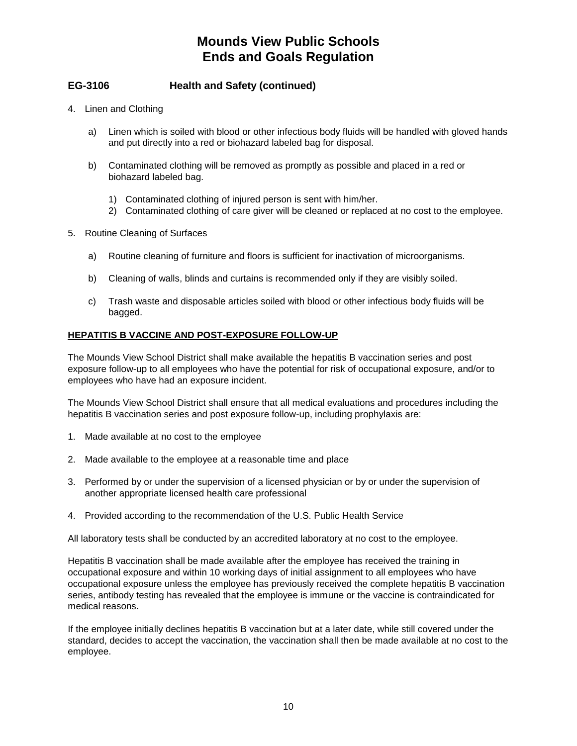# Mounds View Public Schools
# Ends and Goals Regulation

### EG-3106 Health and Safety (continued)

4. Linen and Clothing

   a) Linen which is soiled with blood or other infectious body fluids will be handled with gloved hands and put directly into a red or biohazard labeled bag for disposal.

   b) Contaminated clothing will be removed as promptly as possible and placed in a red or biohazard labeled bag.

      1) Contaminated clothing of injured person is sent with him/her.
      2) Contaminated clothing of care giver will be cleaned or replaced at no cost to the employee.

5. Routine Cleaning of Surfaces

   a) Routine cleaning of furniture and floors is sufficient for inactivation of microorganisms.

   b) Cleaning of walls, blinds and curtains is recommended only if they are visibly soiled.

   c) Trash waste and disposable articles soiled with blood or other infectious body fluids will be bagged.

**HEPATITIS B VACCINE AND POST-EXPOSURE FOLLOW-UP**

The Mounds View School District shall make available the hepatitis B vaccination series and post exposure follow-up to all employees who have the potential for risk of occupational exposure, and/or to employees who have had an exposure incident.

The Mounds View School District shall ensure that all medical evaluations and procedures including the hepatitis B vaccination series and post exposure follow-up, including prophylaxis are:

1. Made available at no cost to the employee

2. Made available to the employee at a reasonable time and place

3. Performed by or under the supervision of a licensed physician or by or under the supervision of another appropriate licensed health care professional

4. Provided according to the recommendation of the U.S. Public Health Service

All laboratory tests shall be conducted by an accredited laboratory at no cost to the employee.

Hepatitis B vaccination shall be made available after the employee has received the training in occupational exposure and within 10 working days of initial assignment to all employees who have occupational exposure unless the employee has previously received the complete hepatitis B vaccination series, antibody testing has revealed that the employee is immune or the vaccine is contraindicated for medical reasons.

If the employee initially declines hepatitis B vaccination but at a later date, while still covered under the standard, decides to accept the vaccination, the vaccination shall then be made available at no cost to the employee.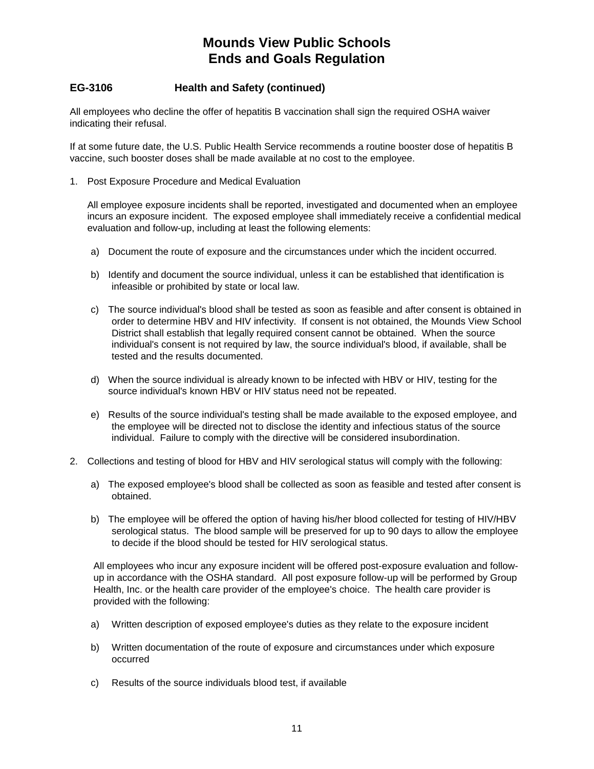# Mounds View Public Schools
# Ends and Goals Regulation

## EG-3106 Health and Safety (continued)

All employees who decline the offer of hepatitis B vaccination shall sign the required OSHA waiver indicating their refusal.

If at some future date, the U.S. Public Health Service recommends a routine booster dose of hepatitis B vaccine, such booster doses shall be made available at no cost to the employee.

1. Post Exposure Procedure and Medical Evaluation

   All employee exposure incidents shall be reported, investigated and documented when an employee incurs an exposure incident. The exposed employee shall immediately receive a confidential medical evaluation and follow-up, including at least the following elements:

   a) Document the route of exposure and the circumstances under which the incident occurred.

   b) Identify and document the source individual, unless it can be established that identification is infeasible or prohibited by state or local law.

   c) The source individual's blood shall be tested as soon as feasible and after consent is obtained in order to determine HBV and HIV infectivity. If consent is not obtained, the Mounds View School District shall establish that legally required consent cannot be obtained. When the source individual's consent is not required by law, the source individual's blood, if available, shall be tested and the results documented.

   d) When the source individual is already known to be infected with HBV or HIV, testing for the source individual's known HBV or HIV status need not be repeated.

   e) Results of the source individual's testing shall be made available to the exposed employee, and the employee will be directed not to disclose the identity and infectious status of the source individual. Failure to comply with the directive will be considered insubordination.

2. Collections and testing of blood for HBV and HIV serological status will comply with the following:

   a) The exposed employee's blood shall be collected as soon as feasible and tested after consent is obtained.

   b) The employee will be offered the option of having his/her blood collected for testing of HIV/HBV serological status. The blood sample will be preserved for up to 90 days to allow the employee to decide if the blood should be tested for HIV serological status.

   All employees who incur any exposure incident will be offered post-exposure evaluation and follow-up in accordance with the OSHA standard. All post exposure follow-up will be performed by Group Health, Inc. or the health care provider of the employee's choice. The health care provider is provided with the following:

   a) Written description of exposed employee's duties as they relate to the exposure incident

   b) Written documentation of the route of exposure and circumstances under which exposure occurred

   c) Results of the source individuals blood test, if available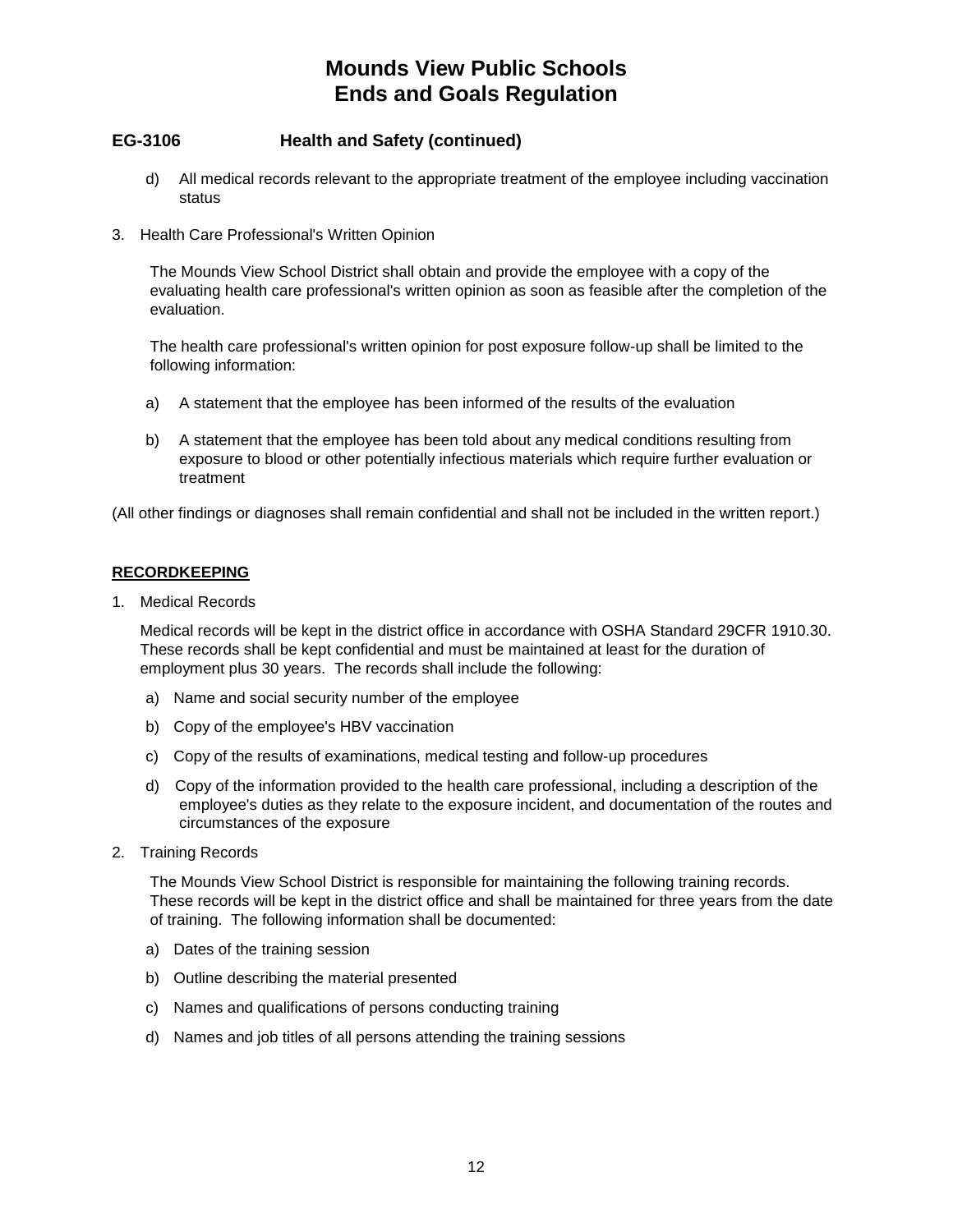# Mounds View Public Schools
# Ends and Goals Regulation

## EG-3106 Health and Safety (continued)

d) All medical records relevant to the appropriate treatment of the employee including vaccination status

3. Health Care Professional's Written Opinion

   The Mounds View School District shall obtain and provide the employee with a copy of the evaluating health care professional's written opinion as soon as feasible after the completion of the evaluation.

   The health care professional's written opinion for post exposure follow-up shall be limited to the following information:

   a) A statement that the employee has been informed of the results of the evaluation

   b) A statement that the employee has been told about any medical conditions resulting from exposure to blood or other potentially infectious materials which require further evaluation or treatment

(All other findings or diagnoses shall remain confidential and shall not be included in the written report.)

**RECORDKEEPING**

1. Medical Records

   Medical records will be kept in the district office in accordance with OSHA Standard 29CFR 1910.30. These records shall be kept confidential and must be maintained at least for the duration of employment plus 30 years. The records shall include the following:

   a) Name and social security number of the employee

   b) Copy of the employee's HBV vaccination

   c) Copy of the results of examinations, medical testing and follow-up procedures

   d) Copy of the information provided to the health care professional, including a description of the employee's duties as they relate to the exposure incident, and documentation of the routes and circumstances of the exposure

2. Training Records

   The Mounds View School District is responsible for maintaining the following training records. These records will be kept in the district office and shall be maintained for three years from the date of training. The following information shall be documented:

   a) Dates of the training session

   b) Outline describing the material presented

   c) Names and qualifications of persons conducting training

   d) Names and job titles of all persons attending the training sessions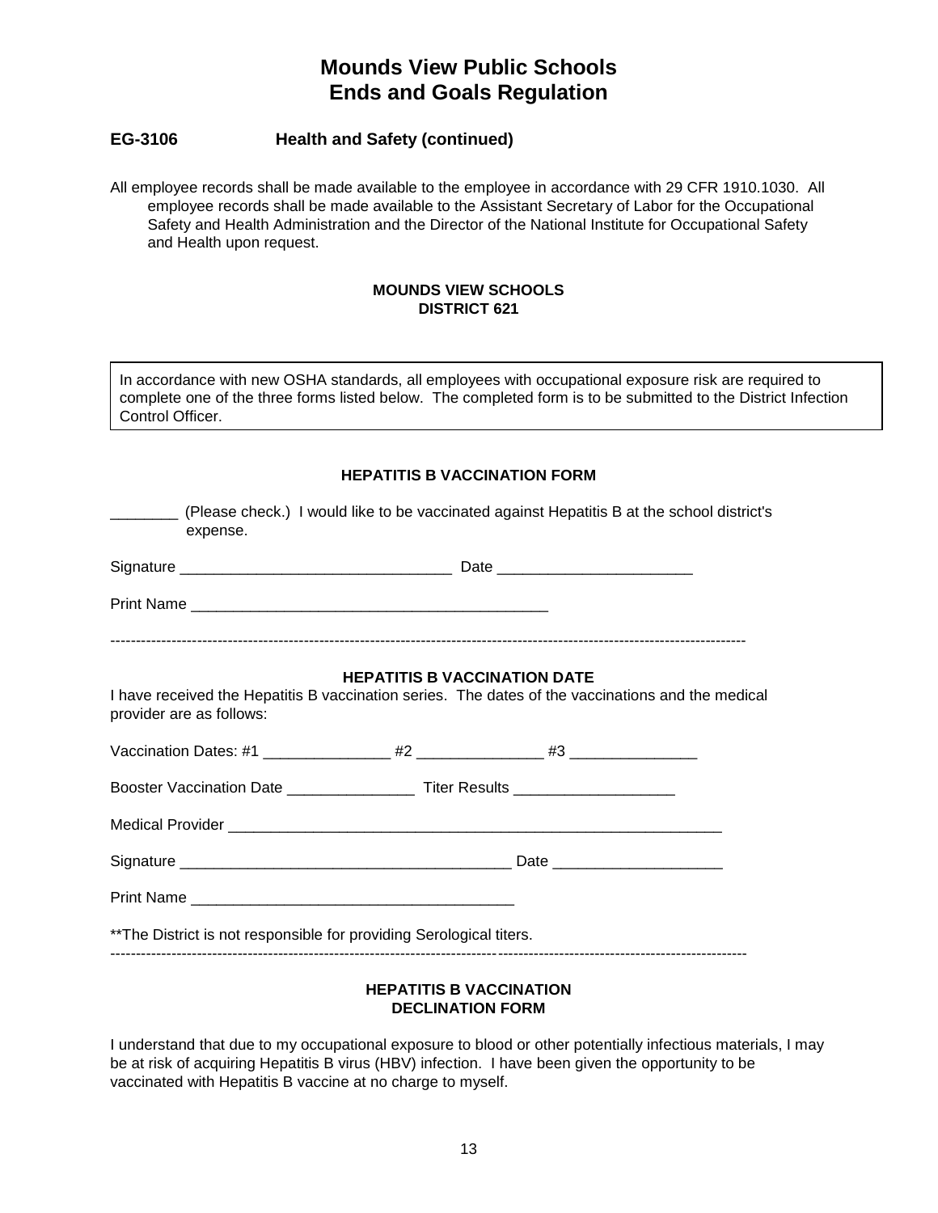# Mounds View Public Schools
# Ends and Goals Regulation

### EG-3106 Health and Safety (continued)

All employee records shall be made available to the employee in accordance with 29 CFR 1910.1030. All employee records shall be made available to the Assistant Secretary of Labor for the Occupational Safety and Health Administration and the Director of the National Institute for Occupational Safety and Health upon request.

**MOUNDS VIEW SCHOOLS**
**DISTRICT 621**

In accordance with new OSHA standards, all employees with occupational exposure risk are required to complete one of the three forms listed below. The completed form is to be submitted to the District Infection Control Officer.

**HEPATITIS B VACCINATION FORM**

________ (Please check.) I would like to be vaccinated against Hepatitis B at the school district's expense.

Signature _______________________________ Date ______________________

Print Name ________________________________________

---

**HEPATITIS B VACCINATION DATE**

I have received the Hepatitis B vaccination series. The dates of the vaccinations and the medical provider are as follows:

Vaccination Dates: #1 ______________ #2 ______________ #3 ______________

Booster Vaccination Date ______________ Titer Results __________________

Medical Provider _________________________________________________________

Signature ______________________________________ Date ___________________

Print Name _____________________________________

**The District is not responsible for providing Serological titers.

---

**HEPATITIS B VACCINATION**
**DECLINATION FORM**

I understand that due to my occupational exposure to blood or other potentially infectious materials, I may be at risk of acquiring Hepatitis B virus (HBV) infection. I have been given the opportunity to be vaccinated with Hepatitis B vaccine at no charge to myself.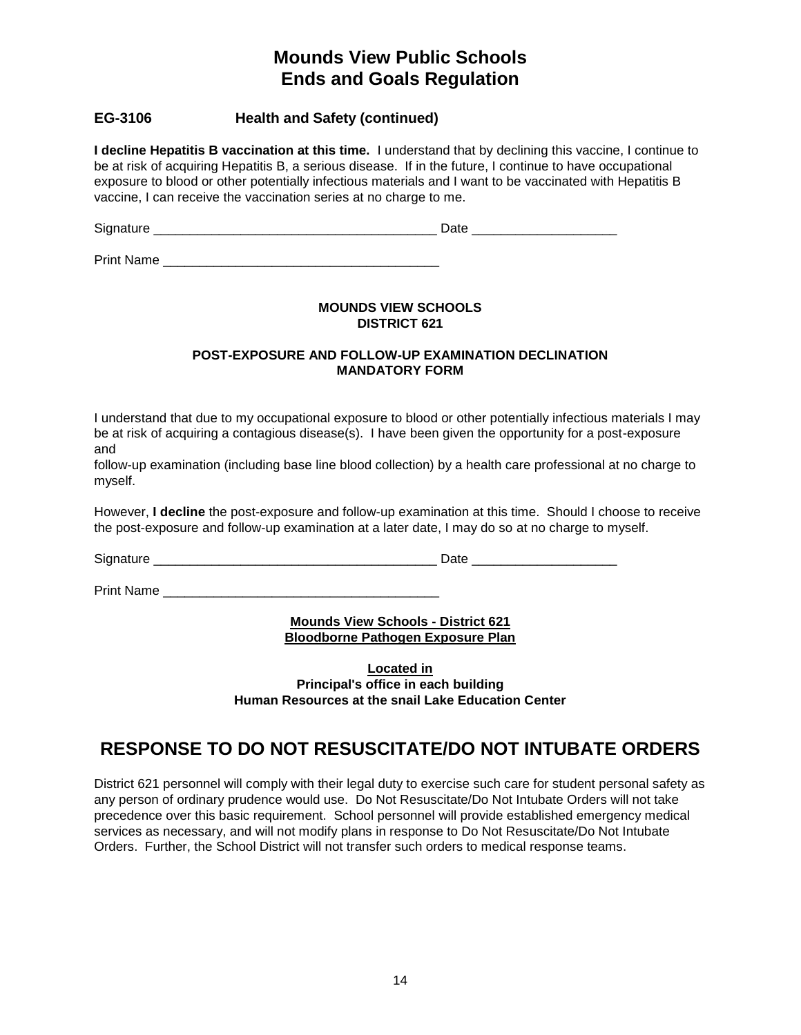# Mounds View Public Schools
# Ends and Goals Regulation

### EG-3106 Health and Safety (continued)

**I decline Hepatitis B vaccination at this time.** I understand that by declining this vaccine, I continue to be at risk of acquiring Hepatitis B, a serious disease. If in the future, I continue to have occupational exposure to blood or other potentially infectious materials and I want to be vaccinated with Hepatitis B vaccine, I can receive the vaccination series at no charge to me.

Signature _______________________________________ Date ____________________

Print Name ______________________________________

**MOUNDS VIEW SCHOOLS**
**DISTRICT 621**

**POST-EXPOSURE AND FOLLOW-UP EXAMINATION DECLINATION**
**MANDATORY FORM**

I understand that due to my occupational exposure to blood or other potentially infectious materials I may be at risk of acquiring a contagious disease(s). I have been given the opportunity for a post-exposure and
follow-up examination (including base line blood collection) by a health care professional at no charge to myself.

However, **I decline** the post-exposure and follow-up examination at this time. Should I choose to receive the post-exposure and follow-up examination at a later date, I may do so at no charge to myself.

Signature _______________________________________ Date ____________________

Print Name ______________________________________

**Mounds View Schools - District 621**
**Bloodborne Pathogen Exposure Plan**

**Located in**
**Principal's office in each building**
**Human Resources at the snail Lake Education Center**

## RESPONSE TO DO NOT RESUSCITATE/DO NOT INTUBATE ORDERS

District 621 personnel will comply with their legal duty to exercise such care for student personal safety as any person of ordinary prudence would use. Do Not Resuscitate/Do Not Intubate Orders will not take precedence over this basic requirement. School personnel will provide established emergency medical services as necessary, and will not modify plans in response to Do Not Resuscitate/Do Not Intubate Orders. Further, the School District will not transfer such orders to medical response teams.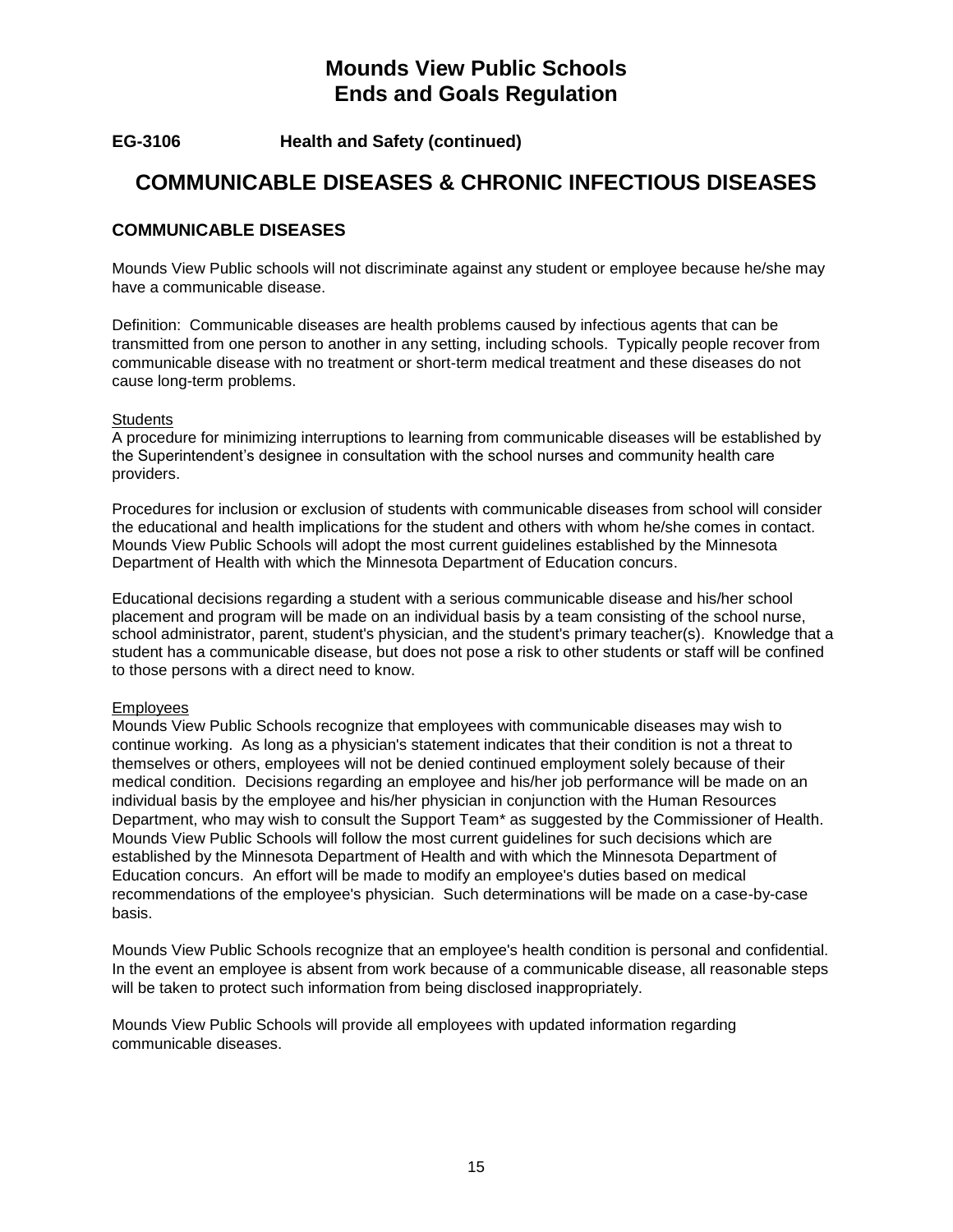# Mounds View Public Schools
# Ends and Goals Regulation

**EG-3106 Health and Safety (continued)**

## COMMUNICABLE DISEASES & CHRONIC INFECTIOUS DISEASES

### COMMUNICABLE DISEASES

Mounds View Public schools will not discriminate against any student or employee because he/she may have a communicable disease.

Definition: Communicable diseases are health problems caused by infectious agents that can be transmitted from one person to another in any setting, including schools. Typically people recover from communicable disease with no treatment or short-term medical treatment and these diseases do not cause long-term problems.

<u>Students</u>

A procedure for minimizing interruptions to learning from communicable diseases will be established by the Superintendent's designee in consultation with the school nurses and community health care providers.

Procedures for inclusion or exclusion of students with communicable diseases from school will consider the educational and health implications for the student and others with whom he/she comes in contact. Mounds View Public Schools will adopt the most current guidelines established by the Minnesota Department of Health with which the Minnesota Department of Education concurs.

Educational decisions regarding a student with a serious communicable disease and his/her school placement and program will be made on an individual basis by a team consisting of the school nurse, school administrator, parent, student's physician, and the student's primary teacher(s). Knowledge that a student has a communicable disease, but does not pose a risk to other students or staff will be confined to those persons with a direct need to know.

<u>Employees</u>

Mounds View Public Schools recognize that employees with communicable diseases may wish to continue working. As long as a physician's statement indicates that their condition is not a threat to themselves or others, employees will not be denied continued employment solely because of their medical condition. Decisions regarding an employee and his/her job performance will be made on an individual basis by the employee and his/her physician in conjunction with the Human Resources Department, who may wish to consult the Support Team* as suggested by the Commissioner of Health. Mounds View Public Schools will follow the most current guidelines for such decisions which are established by the Minnesota Department of Health and with which the Minnesota Department of Education concurs. An effort will be made to modify an employee's duties based on medical recommendations of the employee's physician. Such determinations will be made on a case-by-case basis.

Mounds View Public Schools recognize that an employee's health condition is personal and confidential. In the event an employee is absent from work because of a communicable disease, all reasonable steps will be taken to protect such information from being disclosed inappropriately.

Mounds View Public Schools will provide all employees with updated information regarding communicable diseases.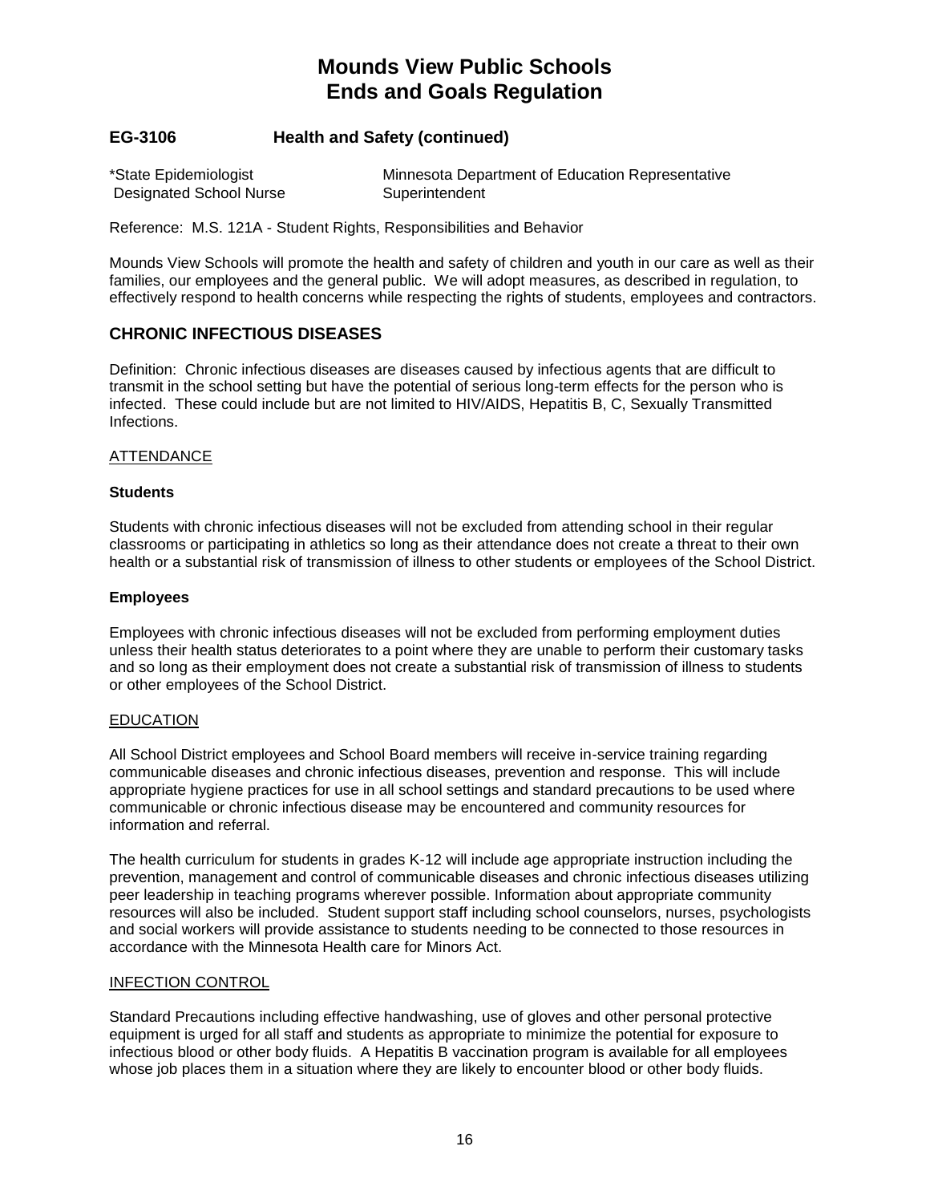# Mounds View Public Schools
# Ends and Goals Regulation

### EG-3106 Health and Safety (continued)

| | |
|---|---|
| *State Epidemiologist | Minnesota Department of Education Representative |
| Designated School Nurse | Superintendent |

Reference: M.S. 121A - Student Rights, Responsibilities and Behavior

Mounds View Schools will promote the health and safety of children and youth in our care as well as their families, our employees and the general public. We will adopt measures, as described in regulation, to effectively respond to health concerns while respecting the rights of students, employees and contractors.

## CHRONIC INFECTIOUS DISEASES

Definition: Chronic infectious diseases are diseases caused by infectious agents that are difficult to transmit in the school setting but have the potential of serious long-term effects for the person who is infected. These could include but are not limited to HIV/AIDS, Hepatitis B, C, Sexually Transmitted Infections.

ATTENDANCE

**Students**

Students with chronic infectious diseases will not be excluded from attending school in their regular classrooms or participating in athletics so long as their attendance does not create a threat to their own health or a substantial risk of transmission of illness to other students or employees of the School District.

**Employees**

Employees with chronic infectious diseases will not be excluded from performing employment duties unless their health status deteriorates to a point where they are unable to perform their customary tasks and so long as their employment does not create a substantial risk of transmission of illness to students or other employees of the School District.

EDUCATION

All School District employees and School Board members will receive in-service training regarding communicable diseases and chronic infectious diseases, prevention and response. This will include appropriate hygiene practices for use in all school settings and standard precautions to be used where communicable or chronic infectious disease may be encountered and community resources for information and referral.

The health curriculum for students in grades K-12 will include age appropriate instruction including the prevention, management and control of communicable diseases and chronic infectious diseases utilizing peer leadership in teaching programs wherever possible. Information about appropriate community resources will also be included. Student support staff including school counselors, nurses, psychologists and social workers will provide assistance to students needing to be connected to those resources in accordance with the Minnesota Health care for Minors Act.

INFECTION CONTROL

Standard Precautions including effective handwashing, use of gloves and other personal protective equipment is urged for all staff and students as appropriate to minimize the potential for exposure to infectious blood or other body fluids. A Hepatitis B vaccination program is available for all employees whose job places them in a situation where they are likely to encounter blood or other body fluids.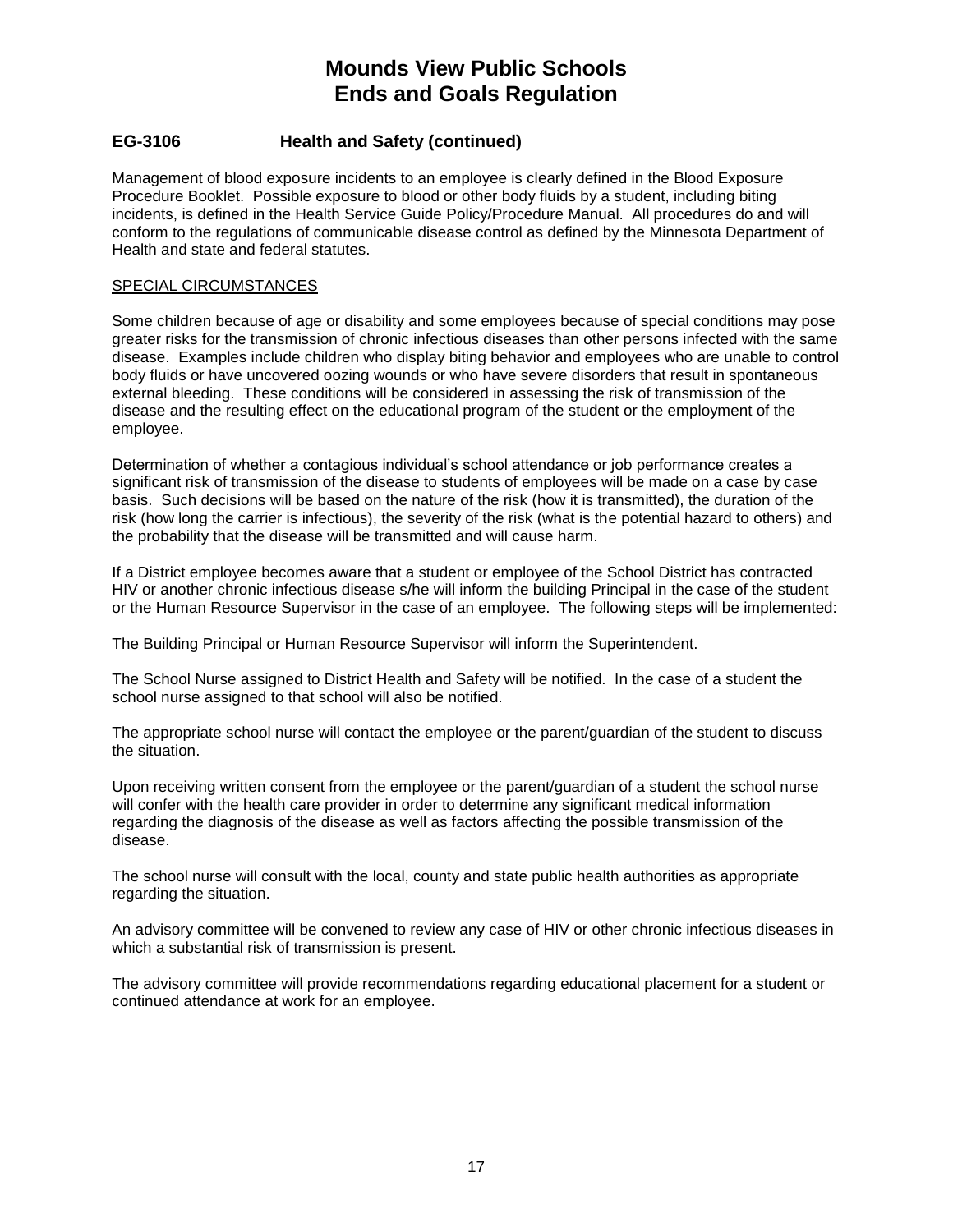# Mounds View Public Schools
# Ends and Goals Regulation

## EG-3106 Health and Safety (continued)

Management of blood exposure incidents to an employee is clearly defined in the Blood Exposure Procedure Booklet. Possible exposure to blood or other body fluids by a student, including biting incidents, is defined in the Health Service Guide Policy/Procedure Manual. All procedures do and will conform to the regulations of communicable disease control as defined by the Minnesota Department of Health and state and federal statutes.

### SPECIAL CIRCUMSTANCES

Some children because of age or disability and some employees because of special conditions may pose greater risks for the transmission of chronic infectious diseases than other persons infected with the same disease. Examples include children who display biting behavior and employees who are unable to control body fluids or have uncovered oozing wounds or who have severe disorders that result in spontaneous external bleeding. These conditions will be considered in assessing the risk of transmission of the disease and the resulting effect on the educational program of the student or the employment of the employee.

Determination of whether a contagious individual's school attendance or job performance creates a significant risk of transmission of the disease to students of employees will be made on a case by case basis. Such decisions will be based on the nature of the risk (how it is transmitted), the duration of the risk (how long the carrier is infectious), the severity of the risk (what is the potential hazard to others) and the probability that the disease will be transmitted and will cause harm.

If a District employee becomes aware that a student or employee of the School District has contracted HIV or another chronic infectious disease s/he will inform the building Principal in the case of the student or the Human Resource Supervisor in the case of an employee. The following steps will be implemented:

The Building Principal or Human Resource Supervisor will inform the Superintendent.

The School Nurse assigned to District Health and Safety will be notified. In the case of a student the school nurse assigned to that school will also be notified.

The appropriate school nurse will contact the employee or the parent/guardian of the student to discuss the situation.

Upon receiving written consent from the employee or the parent/guardian of a student the school nurse will confer with the health care provider in order to determine any significant medical information regarding the diagnosis of the disease as well as factors affecting the possible transmission of the disease.

The school nurse will consult with the local, county and state public health authorities as appropriate regarding the situation.

An advisory committee will be convened to review any case of HIV or other chronic infectious diseases in which a substantial risk of transmission is present.

The advisory committee will provide recommendations regarding educational placement for a student or continued attendance at work for an employee.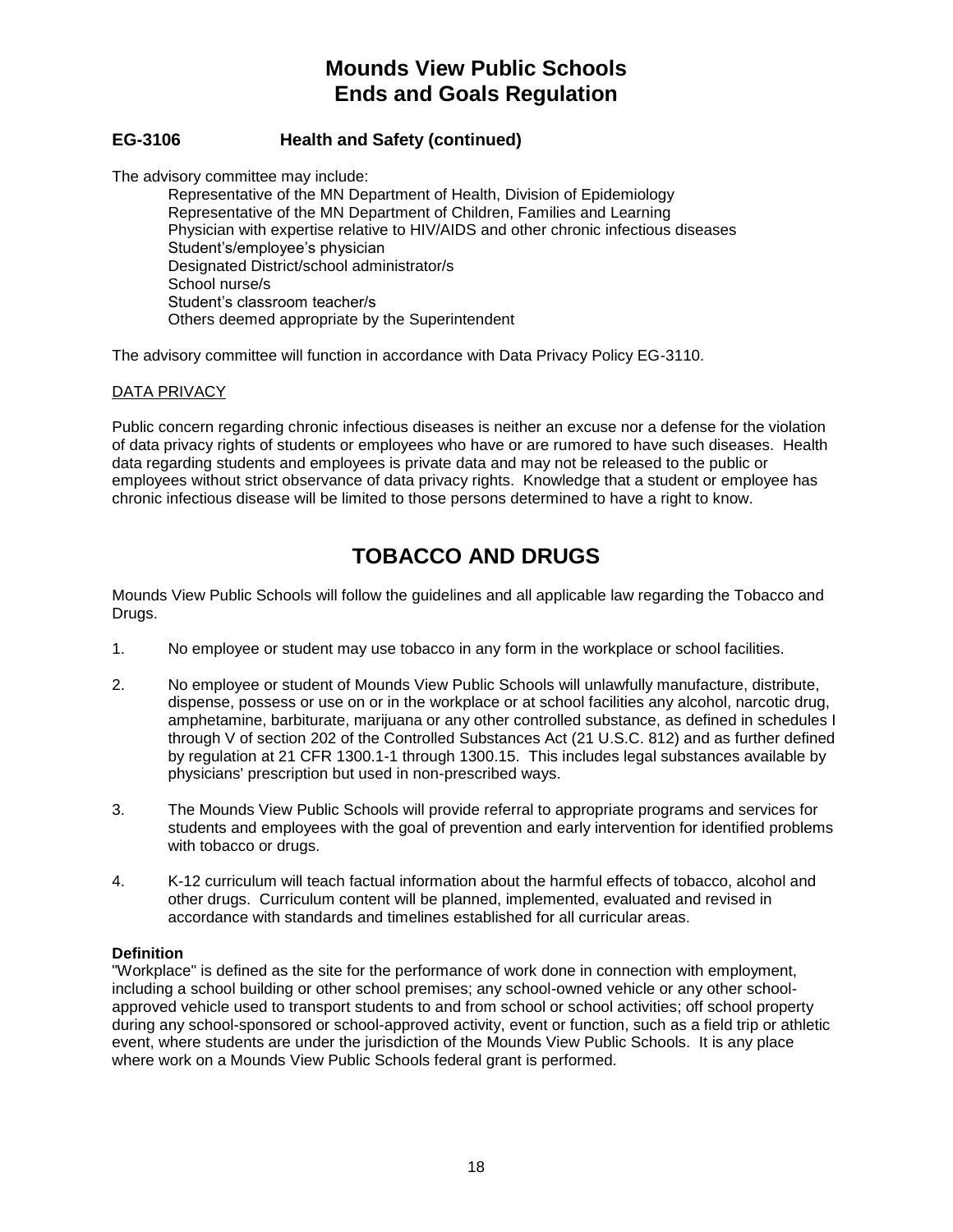# Mounds View Public Schools
# Ends and Goals Regulation

### EG-3106 Health and Safety (continued)

The advisory committee may include:

Representative of the MN Department of Health, Division of Epidemiology
Representative of the MN Department of Children, Families and Learning
Physician with expertise relative to HIV/AIDS and other chronic infectious diseases
Student's/employee's physician
Designated District/school administrator/s
School nurse/s
Student's classroom teacher/s
Others deemed appropriate by the Superintendent

The advisory committee will function in accordance with Data Privacy Policy EG-3110.

<u>DATA PRIVACY</u>

Public concern regarding chronic infectious diseases is neither an excuse nor a defense for the violation of data privacy rights of students or employees who have or are rumored to have such diseases. Health data regarding students and employees is private data and may not be released to the public or employees without strict observance of data privacy rights. Knowledge that a student or employee has chronic infectious disease will be limited to those persons determined to have a right to know.

## TOBACCO AND DRUGS

Mounds View Public Schools will follow the guidelines and all applicable law regarding the Tobacco and Drugs.

1. No employee or student may use tobacco in any form in the workplace or school facilities.

2. No employee or student of Mounds View Public Schools will unlawfully manufacture, distribute, dispense, possess or use on or in the workplace or at school facilities any alcohol, narcotic drug, amphetamine, barbiturate, marijuana or any other controlled substance, as defined in schedules I through V of section 202 of the Controlled Substances Act (21 U.S.C. 812) and as further defined by regulation at 21 CFR 1300.1-1 through 1300.15. This includes legal substances available by physicians' prescription but used in non-prescribed ways.

3. The Mounds View Public Schools will provide referral to appropriate programs and services for students and employees with the goal of prevention and early intervention for identified problems with tobacco or drugs.

4. K-12 curriculum will teach factual information about the harmful effects of tobacco, alcohol and other drugs. Curriculum content will be planned, implemented, evaluated and revised in accordance with standards and timelines established for all curricular areas.

**Definition**
"Workplace" is defined as the site for the performance of work done in connection with employment, including a school building or other school premises; any school-owned vehicle or any other school-approved vehicle used to transport students to and from school or school activities; off school property during any school-sponsored or school-approved activity, event or function, such as a field trip or athletic event, where students are under the jurisdiction of the Mounds View Public Schools. It is any place where work on a Mounds View Public Schools federal grant is performed.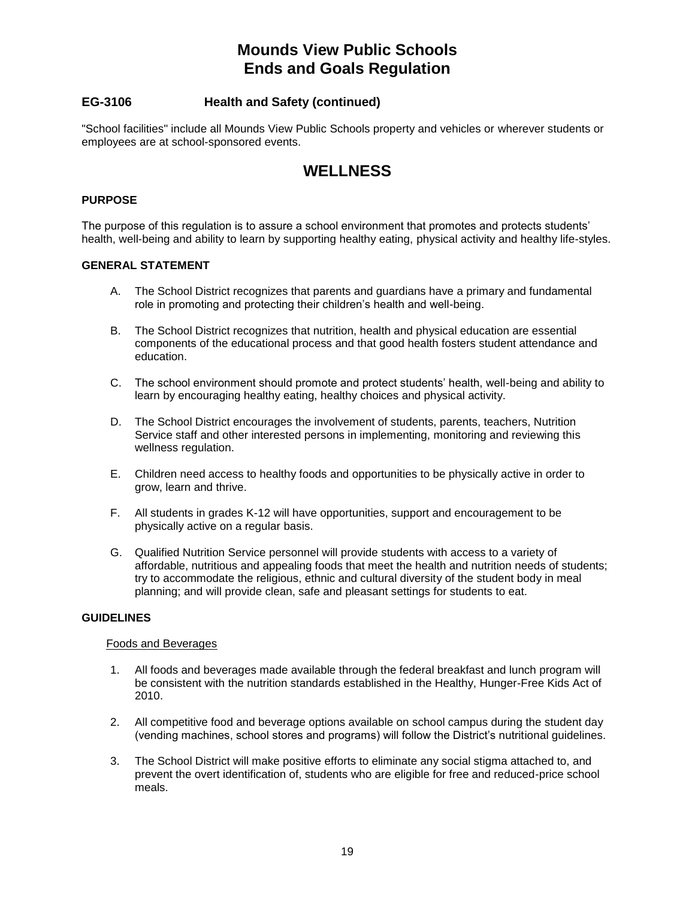# Mounds View Public Schools
# Ends and Goals Regulation

### EG-3106 Health and Safety (continued)

"School facilities" include all Mounds View Public Schools property and vehicles or wherever students or employees are at school-sponsored events.

## WELLNESS

**PURPOSE**

The purpose of this regulation is to assure a school environment that promotes and protects students' health, well-being and ability to learn by supporting healthy eating, physical activity and healthy life-styles.

**GENERAL STATEMENT**

A. The School District recognizes that parents and guardians have a primary and fundamental role in promoting and protecting their children's health and well-being.

B. The School District recognizes that nutrition, health and physical education are essential components of the educational process and that good health fosters student attendance and education.

C. The school environment should promote and protect students' health, well-being and ability to learn by encouraging healthy eating, healthy choices and physical activity.

D. The School District encourages the involvement of students, parents, teachers, Nutrition Service staff and other interested persons in implementing, monitoring and reviewing this wellness regulation.

E. Children need access to healthy foods and opportunities to be physically active in order to grow, learn and thrive.

F. All students in grades K-12 will have opportunities, support and encouragement to be physically active on a regular basis.

G. Qualified Nutrition Service personnel will provide students with access to a variety of affordable, nutritious and appealing foods that meet the health and nutrition needs of students; try to accommodate the religious, ethnic and cultural diversity of the student body in meal planning; and will provide clean, safe and pleasant settings for students to eat.

**GUIDELINES**

<u>Foods and Beverages</u>

1. All foods and beverages made available through the federal breakfast and lunch program will be consistent with the nutrition standards established in the Healthy, Hunger-Free Kids Act of 2010.

2. All competitive food and beverage options available on school campus during the student day (vending machines, school stores and programs) will follow the District's nutritional guidelines.

3. The School District will make positive efforts to eliminate any social stigma attached to, and prevent the overt identification of, students who are eligible for free and reduced-price school meals.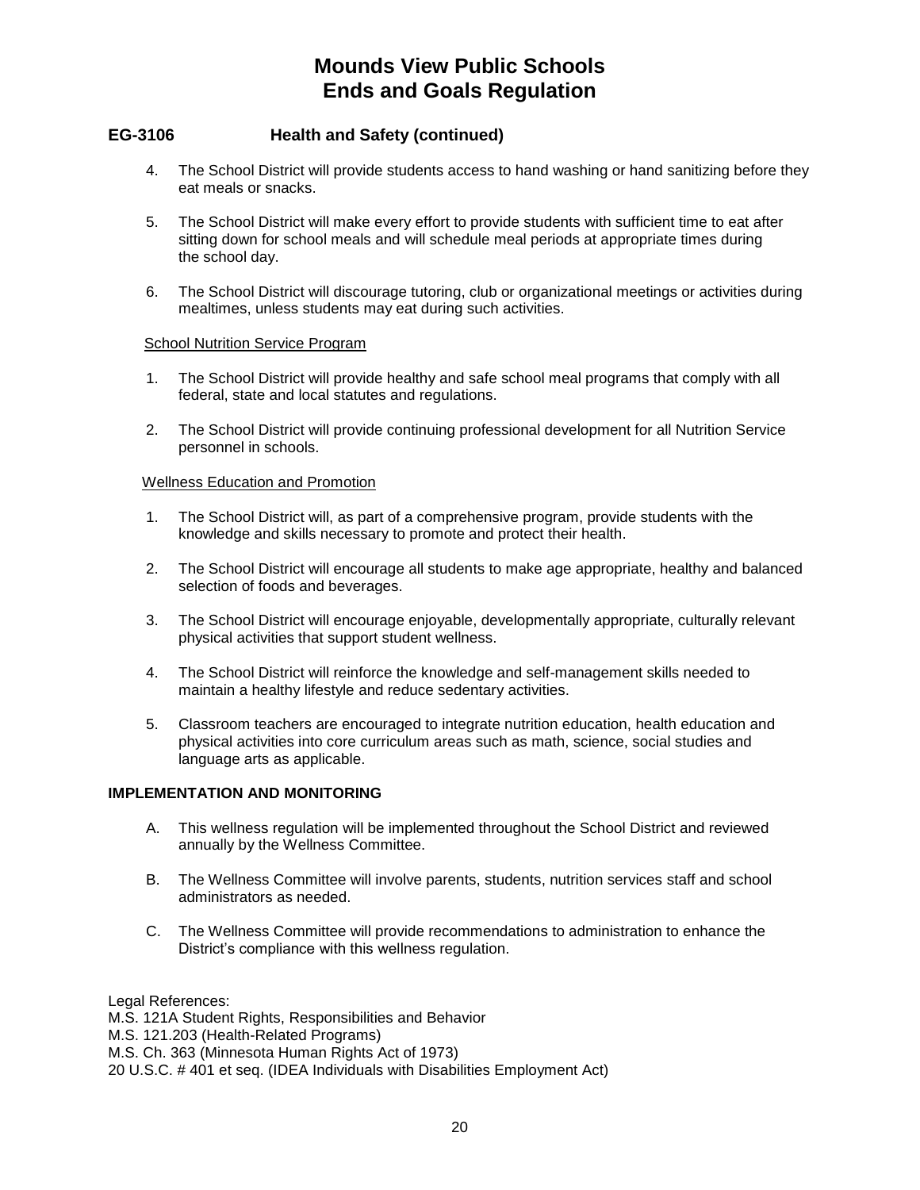# Mounds View Public Schools
# Ends and Goals Regulation

## EG-3106 Health and Safety (continued)

4. The School District will provide students access to hand washing or hand sanitizing before they eat meals or snacks.

5. The School District will make every effort to provide students with sufficient time to eat after sitting down for school meals and will schedule meal periods at appropriate times during the school day.

6. The School District will discourage tutoring, club or organizational meetings or activities during mealtimes, unless students may eat during such activities.

<u>School Nutrition Service Program</u>

1. The School District will provide healthy and safe school meal programs that comply with all federal, state and local statutes and regulations.

2. The School District will provide continuing professional development for all Nutrition Service personnel in schools.

<u>Wellness Education and Promotion</u>

1. The School District will, as part of a comprehensive program, provide students with the knowledge and skills necessary to promote and protect their health.

2. The School District will encourage all students to make age appropriate, healthy and balanced selection of foods and beverages.

3. The School District will encourage enjoyable, developmentally appropriate, culturally relevant physical activities that support student wellness.

4. The School District will reinforce the knowledge and self-management skills needed to maintain a healthy lifestyle and reduce sedentary activities.

5. Classroom teachers are encouraged to integrate nutrition education, health education and physical activities into core curriculum areas such as math, science, social studies and language arts as applicable.

**IMPLEMENTATION AND MONITORING**

A. This wellness regulation will be implemented throughout the School District and reviewed annually by the Wellness Committee.

B. The Wellness Committee will involve parents, students, nutrition services staff and school administrators as needed.

C. The Wellness Committee will provide recommendations to administration to enhance the District's compliance with this wellness regulation.

Legal References:
M.S. 121A Student Rights, Responsibilities and Behavior
M.S. 121.203 (Health-Related Programs)
M.S. Ch. 363 (Minnesota Human Rights Act of 1973)
20 U.S.C. # 401 et seq. (IDEA Individuals with Disabilities Employment Act)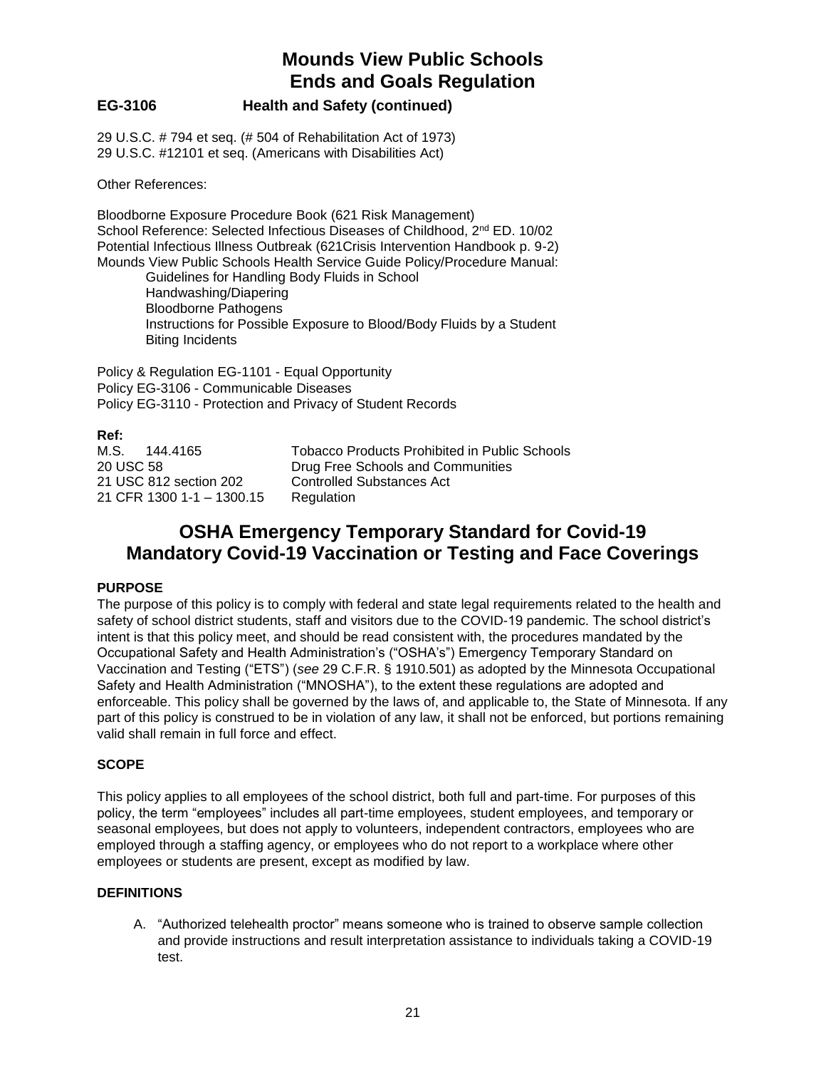# Mounds View Public Schools
# Ends and Goals Regulation

### EG-3106 Health and Safety (continued)

29 U.S.C. # 794 et seq. (# 504 of Rehabilitation Act of 1973)
29 U.S.C. #12101 et seq. (Americans with Disabilities Act)

Other References:

Bloodborne Exposure Procedure Book (621 Risk Management)
School Reference: Selected Infectious Diseases of Childhood, 2nd ED. 10/02
Potential Infectious Illness Outbreak (621Crisis Intervention Handbook p. 9-2)
Mounds View Public Schools Health Service Guide Policy/Procedure Manual:

- Guidelines for Handling Body Fluids in School
- Handwashing/Diapering
- Bloodborne Pathogens
- Instructions for Possible Exposure to Blood/Body Fluids by a Student
- Biting Incidents

Policy & Regulation EG-1101 - Equal Opportunity
Policy EG-3106 - Communicable Diseases
Policy EG-3110 - Protection and Privacy of Student Records

**Ref:**

| | |
|---|---|
| M.S. 144.4165 | Tobacco Products Prohibited in Public Schools |
| 20 USC 58 | Drug Free Schools and Communities |
| 21 USC 812 section 202 | Controlled Substances Act |
| 21 CFR 1300 1-1 – 1300.15 | Regulation |

## OSHA Emergency Temporary Standard for Covid-19
## Mandatory Covid-19 Vaccination or Testing and Face Coverings

**PURPOSE**

The purpose of this policy is to comply with federal and state legal requirements related to the health and safety of school district students, staff and visitors due to the COVID-19 pandemic. The school district's intent is that this policy meet, and should be read consistent with, the procedures mandated by the Occupational Safety and Health Administration's ("OSHA's") Emergency Temporary Standard on Vaccination and Testing ("ETS") (*see* 29 C.F.R. § 1910.501) as adopted by the Minnesota Occupational Safety and Health Administration ("MNOSHA"), to the extent these regulations are adopted and enforceable. This policy shall be governed by the laws of, and applicable to, the State of Minnesota. If any part of this policy is construed to be in violation of any law, it shall not be enforced, but portions remaining valid shall remain in full force and effect.

**SCOPE**

This policy applies to all employees of the school district, both full and part-time. For purposes of this policy, the term "employees" includes all part-time employees, student employees, and temporary or seasonal employees, but does not apply to volunteers, independent contractors, employees who are employed through a staffing agency, or employees who do not report to a workplace where other employees or students are present, except as modified by law.

**DEFINITIONS**

A. "Authorized telehealth proctor" means someone who is trained to observe sample collection and provide instructions and result interpretation assistance to individuals taking a COVID-19 test.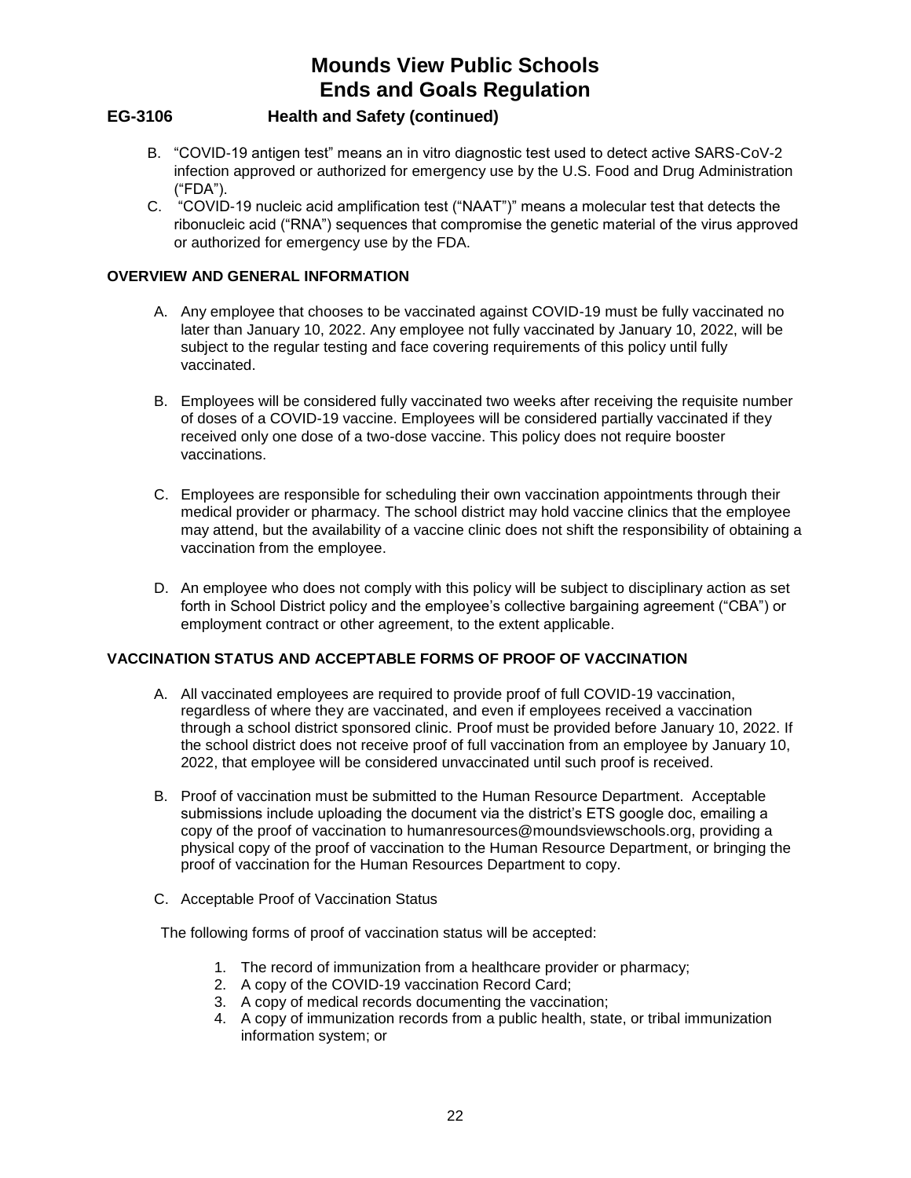# Mounds View Public Schools
# Ends and Goals Regulation

## EG-3106 Health and Safety (continued)

B. "COVID-19 antigen test" means an in vitro diagnostic test used to detect active SARS-CoV-2 infection approved or authorized for emergency use by the U.S. Food and Drug Administration ("FDA").

C. "COVID-19 nucleic acid amplification test ("NAAT")" means a molecular test that detects the ribonucleic acid ("RNA") sequences that compromise the genetic material of the virus approved or authorized for emergency use by the FDA.

### OVERVIEW AND GENERAL INFORMATION

A. Any employee that chooses to be vaccinated against COVID-19 must be fully vaccinated no later than January 10, 2022. Any employee not fully vaccinated by January 10, 2022, will be subject to the regular testing and face covering requirements of this policy until fully vaccinated.

B. Employees will be considered fully vaccinated two weeks after receiving the requisite number of doses of a COVID-19 vaccine. Employees will be considered partially vaccinated if they received only one dose of a two-dose vaccine. This policy does not require booster vaccinations.

C. Employees are responsible for scheduling their own vaccination appointments through their medical provider or pharmacy. The school district may hold vaccine clinics that the employee may attend, but the availability of a vaccine clinic does not shift the responsibility of obtaining a vaccination from the employee.

D. An employee who does not comply with this policy will be subject to disciplinary action as set forth in School District policy and the employee's collective bargaining agreement ("CBA") or employment contract or other agreement, to the extent applicable.

### VACCINATION STATUS AND ACCEPTABLE FORMS OF PROOF OF VACCINATION

A. All vaccinated employees are required to provide proof of full COVID-19 vaccination, regardless of where they are vaccinated, and even if employees received a vaccination through a school district sponsored clinic. Proof must be provided before January 10, 2022. If the school district does not receive proof of full vaccination from an employee by January 10, 2022, that employee will be considered unvaccinated until such proof is received.

B. Proof of vaccination must be submitted to the Human Resource Department. Acceptable submissions include uploading the document via the district's ETS google doc, emailing a copy of the proof of vaccination to humanresources@moundsviewschools.org, providing a physical copy of the proof of vaccination to the Human Resource Department, or bringing the proof of vaccination for the Human Resources Department to copy.

C. Acceptable Proof of Vaccination Status

The following forms of proof of vaccination status will be accepted:

1. The record of immunization from a healthcare provider or pharmacy;
2. A copy of the COVID-19 vaccination Record Card;
3. A copy of medical records documenting the vaccination;
4. A copy of immunization records from a public health, state, or tribal immunization information system; or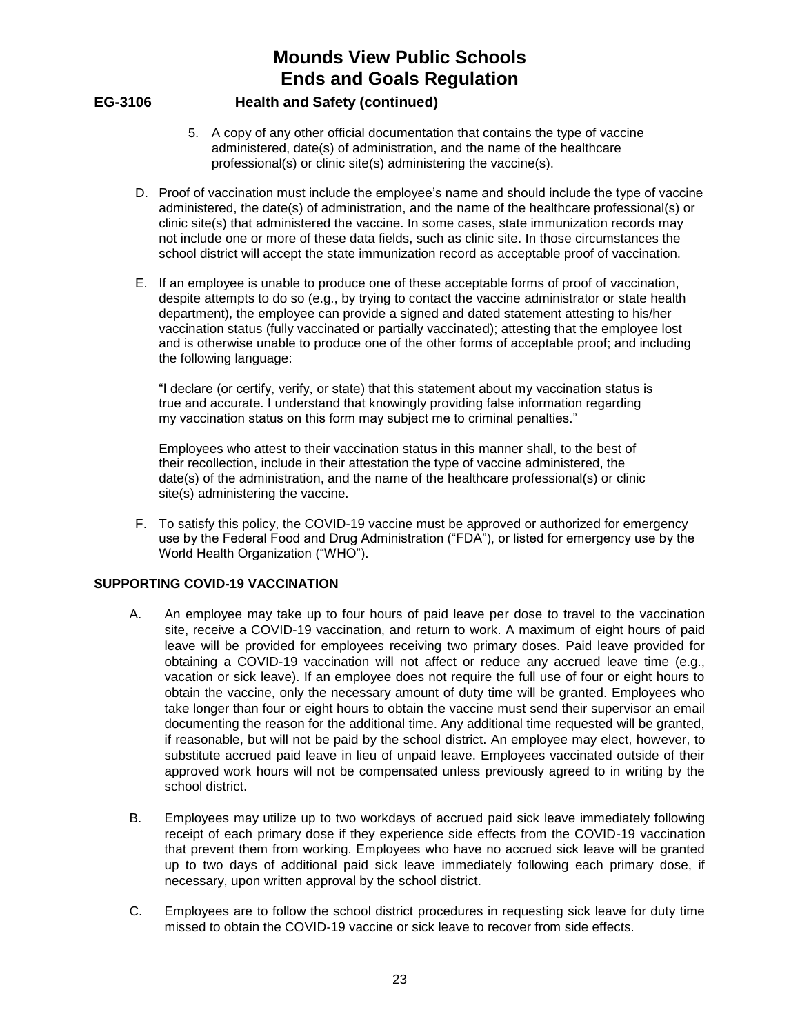# Mounds View Public Schools
# Ends and Goals Regulation

**EG-3106 Health and Safety (continued)**

5. A copy of any other official documentation that contains the type of vaccine administered, date(s) of administration, and the name of the healthcare professional(s) or clinic site(s) administering the vaccine(s).

D. Proof of vaccination must include the employee's name and should include the type of vaccine administered, the date(s) of administration, and the name of the healthcare professional(s) or clinic site(s) that administered the vaccine. In some cases, state immunization records may not include one or more of these data fields, such as clinic site. In those circumstances the school district will accept the state immunization record as acceptable proof of vaccination.

E. If an employee is unable to produce one of these acceptable forms of proof of vaccination, despite attempts to do so (e.g., by trying to contact the vaccine administrator or state health department), the employee can provide a signed and dated statement attesting to his/her vaccination status (fully vaccinated or partially vaccinated); attesting that the employee lost and is otherwise unable to produce one of the other forms of acceptable proof; and including the following language:

"I declare (or certify, verify, or state) that this statement about my vaccination status is true and accurate. I understand that knowingly providing false information regarding my vaccination status on this form may subject me to criminal penalties."

Employees who attest to their vaccination status in this manner shall, to the best of their recollection, include in their attestation the type of vaccine administered, the date(s) of the administration, and the name of the healthcare professional(s) or clinic site(s) administering the vaccine.

F. To satisfy this policy, the COVID-19 vaccine must be approved or authorized for emergency use by the Federal Food and Drug Administration ("FDA"), or listed for emergency use by the World Health Organization ("WHO").

**SUPPORTING COVID-19 VACCINATION**

A. An employee may take up to four hours of paid leave per dose to travel to the vaccination site, receive a COVID-19 vaccination, and return to work. A maximum of eight hours of paid leave will be provided for employees receiving two primary doses. Paid leave provided for obtaining a COVID-19 vaccination will not affect or reduce any accrued leave time (e.g., vacation or sick leave). If an employee does not require the full use of four or eight hours to obtain the vaccine, only the necessary amount of duty time will be granted. Employees who take longer than four or eight hours to obtain the vaccine must send their supervisor an email documenting the reason for the additional time. Any additional time requested will be granted, if reasonable, but will not be paid by the school district. An employee may elect, however, to substitute accrued paid leave in lieu of unpaid leave. Employees vaccinated outside of their approved work hours will not be compensated unless previously agreed to in writing by the school district.

B. Employees may utilize up to two workdays of accrued paid sick leave immediately following receipt of each primary dose if they experience side effects from the COVID-19 vaccination that prevent them from working. Employees who have no accrued sick leave will be granted up to two days of additional paid sick leave immediately following each primary dose, if necessary, upon written approval by the school district.

C. Employees are to follow the school district procedures in requesting sick leave for duty time missed to obtain the COVID-19 vaccine or sick leave to recover from side effects.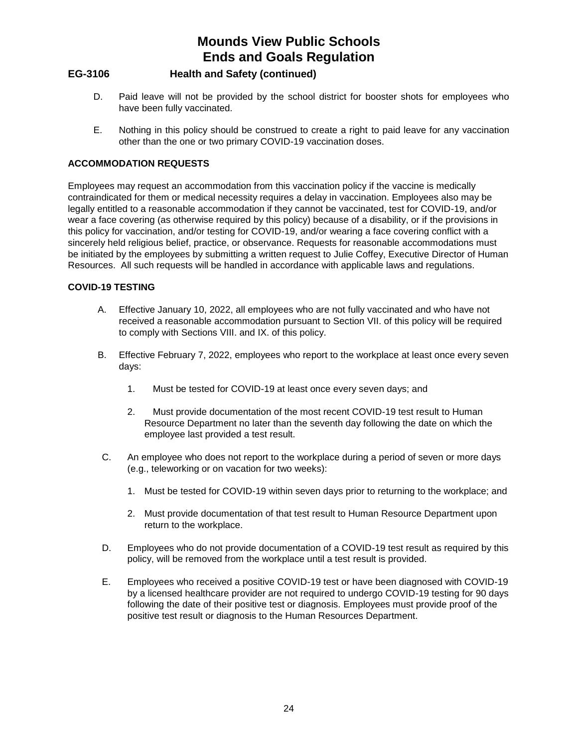# Mounds View Public Schools
# Ends and Goals Regulation

### EG-3106 Health and Safety (continued)

D. Paid leave will not be provided by the school district for booster shots for employees who have been fully vaccinated.

E. Nothing in this policy should be construed to create a right to paid leave for any vaccination other than the one or two primary COVID-19 vaccination doses.

**ACCOMMODATION REQUESTS**

Employees may request an accommodation from this vaccination policy if the vaccine is medically contraindicated for them or medical necessity requires a delay in vaccination. Employees also may be legally entitled to a reasonable accommodation if they cannot be vaccinated, test for COVID-19, and/or wear a face covering (as otherwise required by this policy) because of a disability, or if the provisions in this policy for vaccination, and/or testing for COVID-19, and/or wearing a face covering conflict with a sincerely held religious belief, practice, or observance. Requests for reasonable accommodations must be initiated by the employees by submitting a written request to Julie Coffey, Executive Director of Human Resources. All such requests will be handled in accordance with applicable laws and regulations.

**COVID-19 TESTING**

A. Effective January 10, 2022, all employees who are not fully vaccinated and who have not received a reasonable accommodation pursuant to Section VII. of this policy will be required to comply with Sections VIII. and IX. of this policy.

B. Effective February 7, 2022, employees who report to the workplace at least once every seven days:

   1. Must be tested for COVID-19 at least once every seven days; and

   2. Must provide documentation of the most recent COVID-19 test result to Human Resource Department no later than the seventh day following the date on which the employee last provided a test result.

C. An employee who does not report to the workplace during a period of seven or more days (e.g., teleworking or on vacation for two weeks):

   1. Must be tested for COVID-19 within seven days prior to returning to the workplace; and

   2. Must provide documentation of that test result to Human Resource Department upon return to the workplace.

D. Employees who do not provide documentation of a COVID-19 test result as required by this policy, will be removed from the workplace until a test result is provided.

E. Employees who received a positive COVID-19 test or have been diagnosed with COVID-19 by a licensed healthcare provider are not required to undergo COVID-19 testing for 90 days following the date of their positive test or diagnosis. Employees must provide proof of the positive test result or diagnosis to the Human Resources Department.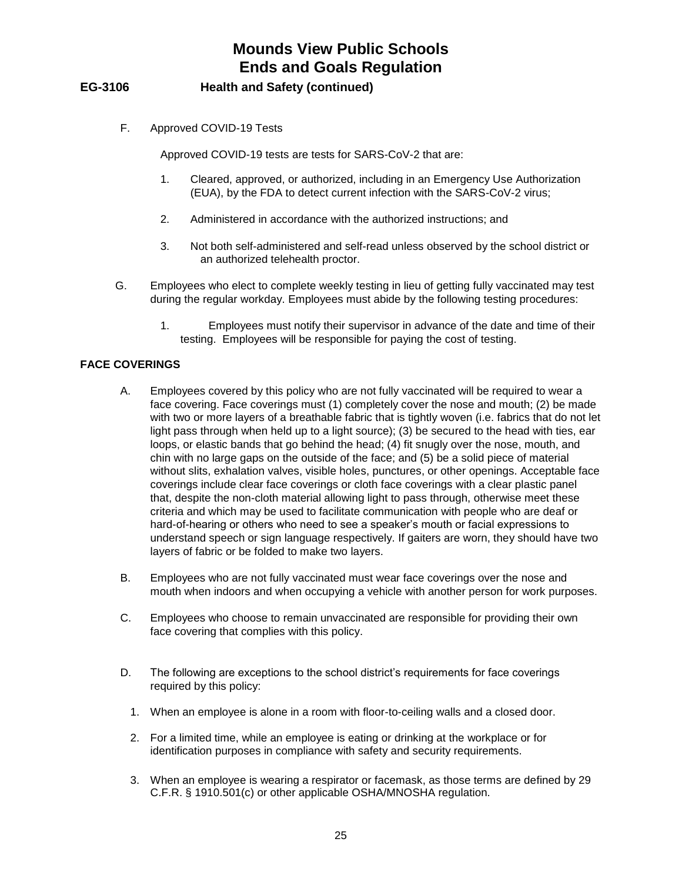# Mounds View Public Schools
# Ends and Goals Regulation

**EG-3106 Health and Safety (continued)**

F. Approved COVID-19 Tests

Approved COVID-19 tests are tests for SARS-CoV-2 that are:

1. Cleared, approved, or authorized, including in an Emergency Use Authorization (EUA), by the FDA to detect current infection with the SARS-CoV-2 virus;
2. Administered in accordance with the authorized instructions; and
3. Not both self-administered and self-read unless observed by the school district or an authorized telehealth proctor.

G. Employees who elect to complete weekly testing in lieu of getting fully vaccinated may test during the regular workday. Employees must abide by the following testing procedures:

1. Employees must notify their supervisor in advance of the date and time of their testing. Employees will be responsible for paying the cost of testing.

**FACE COVERINGS**

A. Employees covered by this policy who are not fully vaccinated will be required to wear a face covering. Face coverings must (1) completely cover the nose and mouth; (2) be made with two or more layers of a breathable fabric that is tightly woven (i.e. fabrics that do not let light pass through when held up to a light source); (3) be secured to the head with ties, ear loops, or elastic bands that go behind the head; (4) fit snugly over the nose, mouth, and chin with no large gaps on the outside of the face; and (5) be a solid piece of material without slits, exhalation valves, visible holes, punctures, or other openings. Acceptable face coverings include clear face coverings or cloth face coverings with a clear plastic panel that, despite the non-cloth material allowing light to pass through, otherwise meet these criteria and which may be used to facilitate communication with people who are deaf or hard-of-hearing or others who need to see a speaker's mouth or facial expressions to understand speech or sign language respectively. If gaiters are worn, they should have two layers of fabric or be folded to make two layers.

B. Employees who are not fully vaccinated must wear face coverings over the nose and mouth when indoors and when occupying a vehicle with another person for work purposes.

C. Employees who choose to remain unvaccinated are responsible for providing their own face covering that complies with this policy.

D. The following are exceptions to the school district's requirements for face coverings required by this policy:

1. When an employee is alone in a room with floor-to-ceiling walls and a closed door.
2. For a limited time, while an employee is eating or drinking at the workplace or for identification purposes in compliance with safety and security requirements.
3. When an employee is wearing a respirator or facemask, as those terms are defined by 29 C.F.R. § 1910.501(c) or other applicable OSHA/MNOSHA regulation.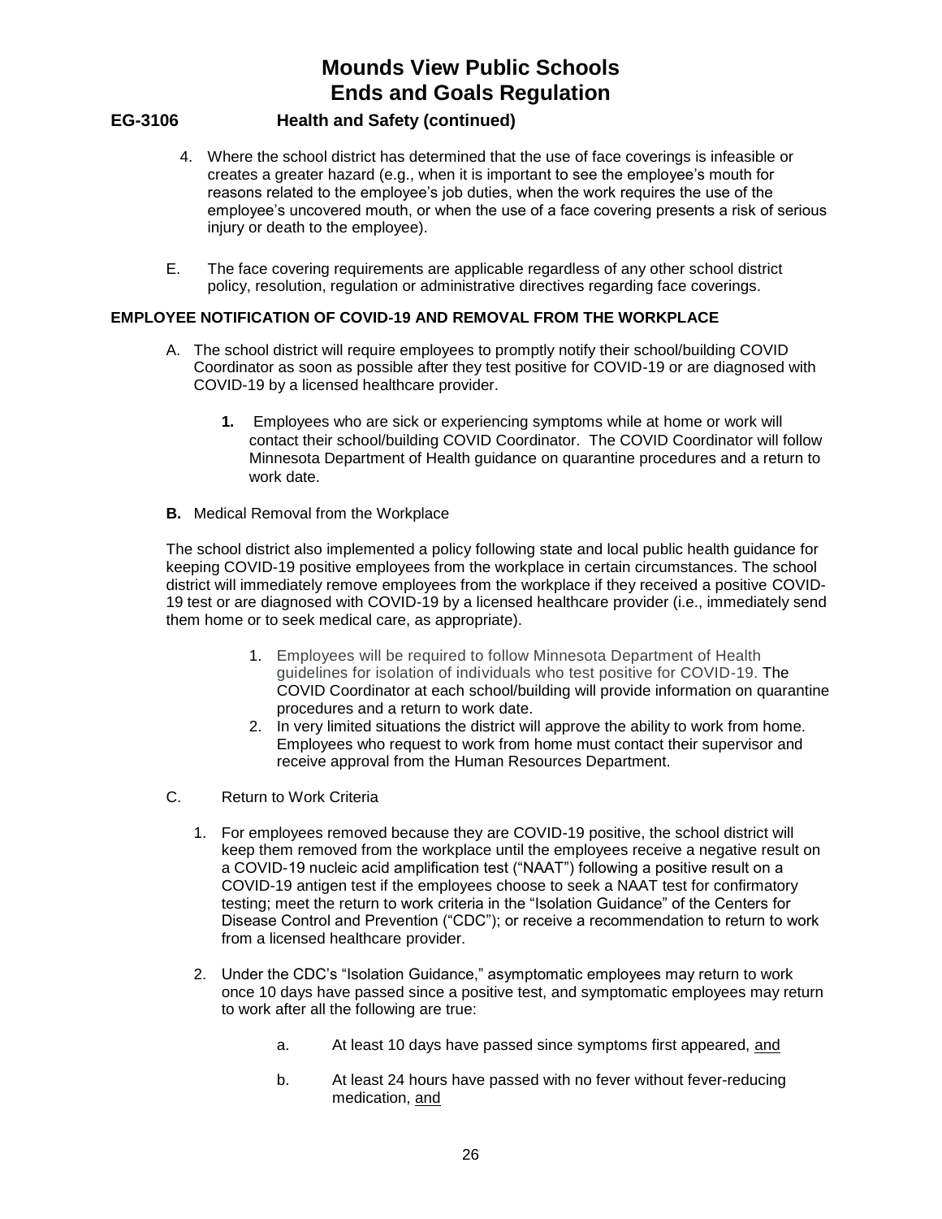# Mounds View Public Schools
# Ends and Goals Regulation

## EG-3106 Health and Safety (continued)

4. Where the school district has determined that the use of face coverings is infeasible or creates a greater hazard (e.g., when it is important to see the employee's mouth for reasons related to the employee's job duties, when the work requires the use of the employee's uncovered mouth, or when the use of a face covering presents a risk of serious injury or death to the employee).

E. The face covering requirements are applicable regardless of any other school district policy, resolution, regulation or administrative directives regarding face coverings.

**EMPLOYEE NOTIFICATION OF COVID-19 AND REMOVAL FROM THE WORKPLACE**

A. The school district will require employees to promptly notify their school/building COVID Coordinator as soon as possible after they test positive for COVID-19 or are diagnosed with COVID-19 by a licensed healthcare provider.

   **1.** Employees who are sick or experiencing symptoms while at home or work will contact their school/building COVID Coordinator. The COVID Coordinator will follow Minnesota Department of Health guidance on quarantine procedures and a return to work date.

**B.** Medical Removal from the Workplace

The school district also implemented a policy following state and local public health guidance for keeping COVID-19 positive employees from the workplace in certain circumstances. The school district will immediately remove employees from the workplace if they received a positive COVID-19 test or are diagnosed with COVID-19 by a licensed healthcare provider (i.e., immediately send them home or to seek medical care, as appropriate).

1. Employees will be required to follow Minnesota Department of Health guidelines for isolation of individuals who test positive for COVID-19. The COVID Coordinator at each school/building will provide information on quarantine procedures and a return to work date.
2. In very limited situations the district will approve the ability to work from home. Employees who request to work from home must contact their supervisor and receive approval from the Human Resources Department.

C. Return to Work Criteria

1. For employees removed because they are COVID-19 positive, the school district will keep them removed from the workplace until the employees receive a negative result on a COVID-19 nucleic acid amplification test ("NAAT") following a positive result on a COVID-19 antigen test if the employees choose to seek a NAAT test for confirmatory testing; meet the return to work criteria in the "Isolation Guidance" of the Centers for Disease Control and Prevention ("CDC"); or receive a recommendation to return to work from a licensed healthcare provider.

2. Under the CDC's "Isolation Guidance," asymptomatic employees may return to work once 10 days have passed since a positive test, and symptomatic employees may return to work after all the following are true:

   a. At least 10 days have passed since symptoms first appeared, <u>and</u>

   b. At least 24 hours have passed with no fever without fever-reducing medication, <u>and</u>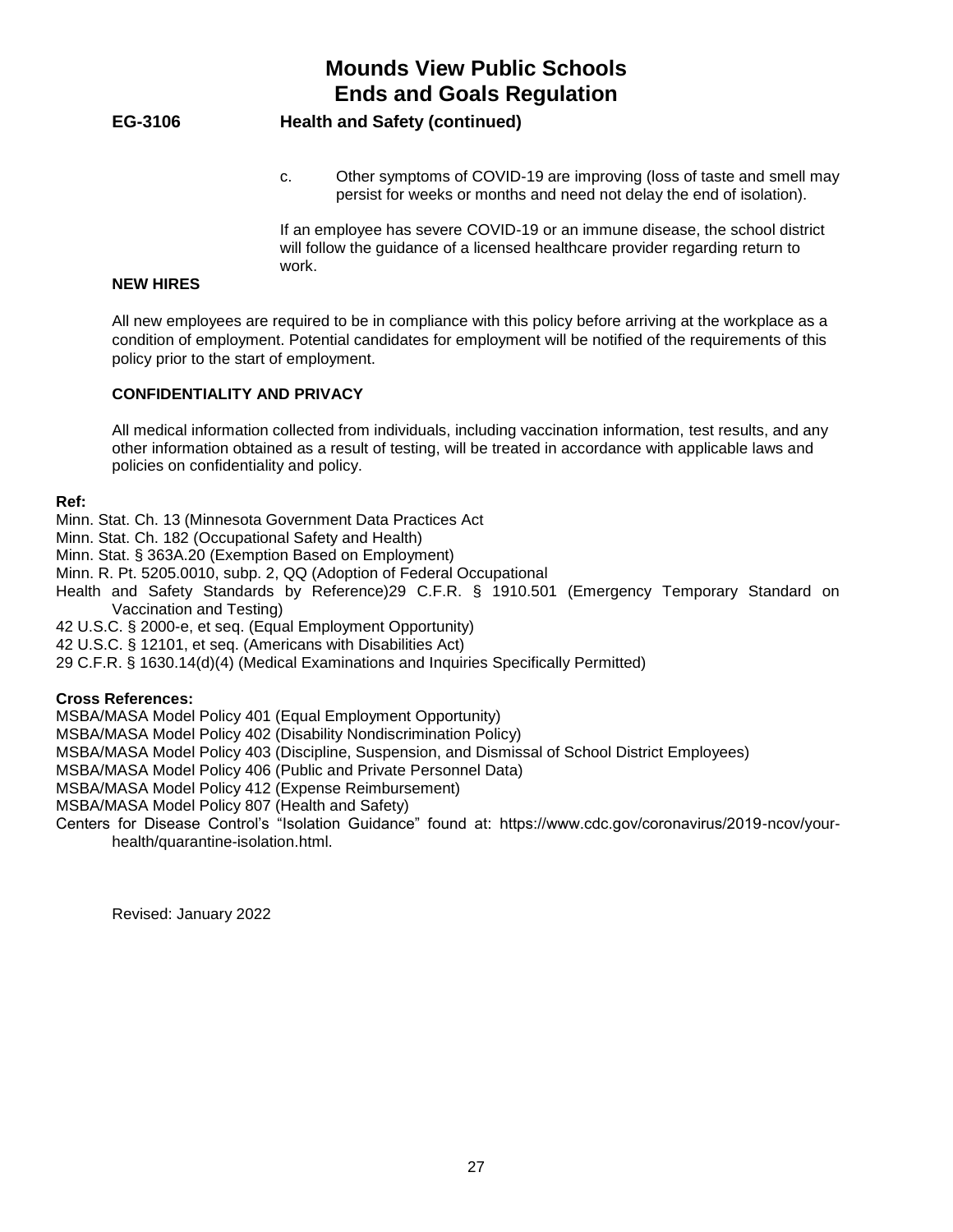# Mounds View Public Schools
# Ends and Goals Regulation

**EG-3106 Health and Safety (continued)**

c. Other symptoms of COVID-19 are improving (loss of taste and smell may persist for weeks or months and need not delay the end of isolation).

If an employee has severe COVID-19 or an immune disease, the school district will follow the guidance of a licensed healthcare provider regarding return to work.

**NEW HIRES**

All new employees are required to be in compliance with this policy before arriving at the workplace as a condition of employment. Potential candidates for employment will be notified of the requirements of this policy prior to the start of employment.

**CONFIDENTIALITY AND PRIVACY**

All medical information collected from individuals, including vaccination information, test results, and any other information obtained as a result of testing, will be treated in accordance with applicable laws and policies on confidentiality and policy.

**Ref:**

Minn. Stat. Ch. 13 (Minnesota Government Data Practices Act
Minn. Stat. Ch. 182 (Occupational Safety and Health)
Minn. Stat. § 363A.20 (Exemption Based on Employment)
Minn. R. Pt. 5205.0010, subp. 2, QQ (Adoption of Federal Occupational Health and Safety Standards by Reference)29 C.F.R. § 1910.501 (Emergency Temporary Standard on Vaccination and Testing)
42 U.S.C. § 2000-e, et seq. (Equal Employment Opportunity)
42 U.S.C. § 12101, et seq. (Americans with Disabilities Act)
29 C.F.R. § 1630.14(d)(4) (Medical Examinations and Inquiries Specifically Permitted)

**Cross References:**

MSBA/MASA Model Policy 401 (Equal Employment Opportunity)
MSBA/MASA Model Policy 402 (Disability Nondiscrimination Policy)
MSBA/MASA Model Policy 403 (Discipline, Suspension, and Dismissal of School District Employees)
MSBA/MASA Model Policy 406 (Public and Private Personnel Data)
MSBA/MASA Model Policy 412 (Expense Reimbursement)
MSBA/MASA Model Policy 807 (Health and Safety)
Centers for Disease Control's "Isolation Guidance" found at: https://www.cdc.gov/coronavirus/2019-ncov/your-health/quarantine-isolation.html.

Revised: January 2022